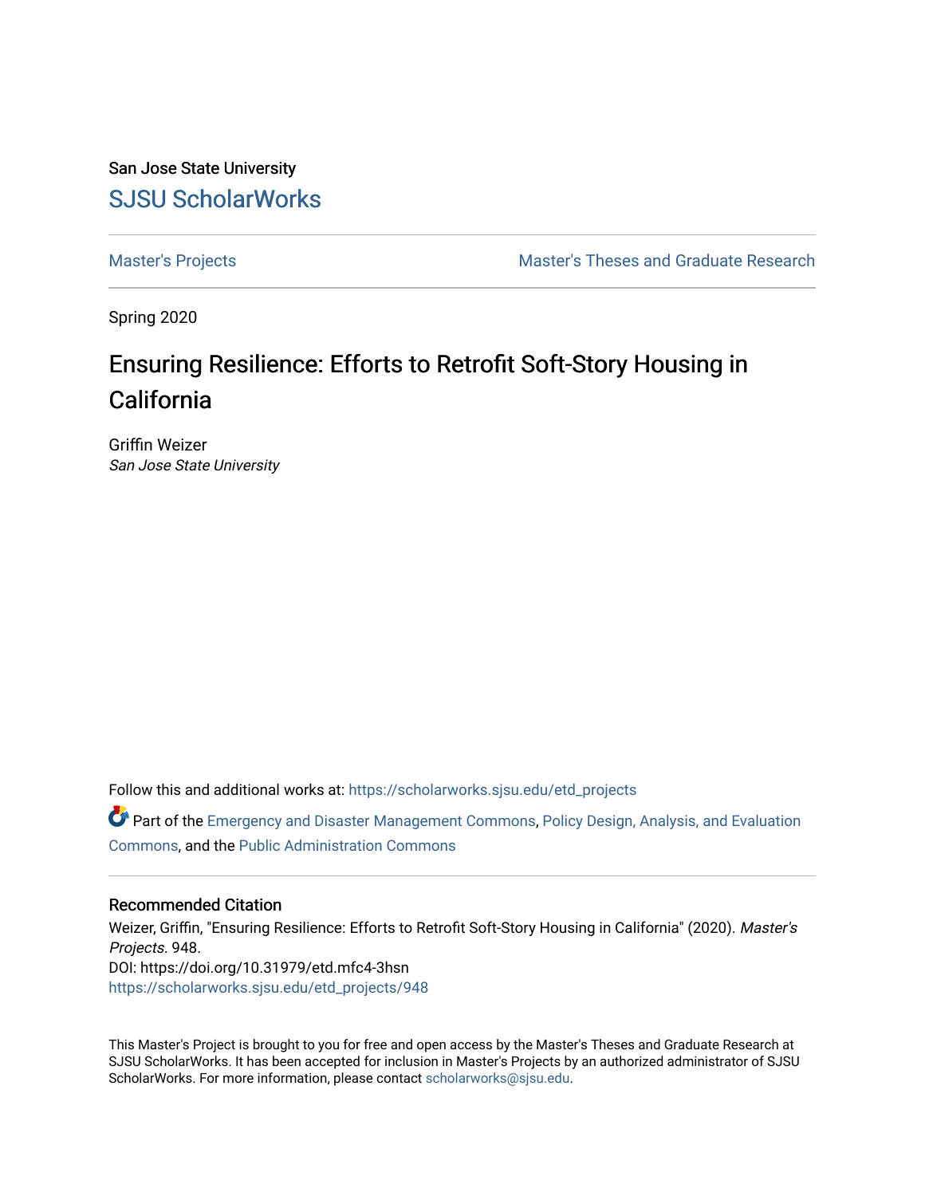San Jose State University

# SJSU ScholarWorks

Master's Projects | Master's Theses and Graduate Research

Spring 2020

## Ensuring Resilience: Efforts to Retrofit Soft-Story Housing in California

Griffin Weizer
*San Jose State University*

Follow this and additional works at: https://scholarworks.sjsu.edu/etd_projects

Part of the Emergency and Disaster Management Commons, Policy Design, Analysis, and Evaluation Commons, and the Public Administration Commons

### Recommended Citation

Weizer, Griffin, "Ensuring Resilience: Efforts to Retrofit Soft-Story Housing in California" (2020). *Master's Projects*. 948.
DOI: https://doi.org/10.31979/etd.mfc4-3hsn
https://scholarworks.sjsu.edu/etd_projects/948

This Master's Project is brought to you for free and open access by the Master's Theses and Graduate Research at SJSU ScholarWorks. It has been accepted for inclusion in Master's Projects by an authorized administrator of SJSU ScholarWorks. For more information, please contact scholarworks@sjsu.edu.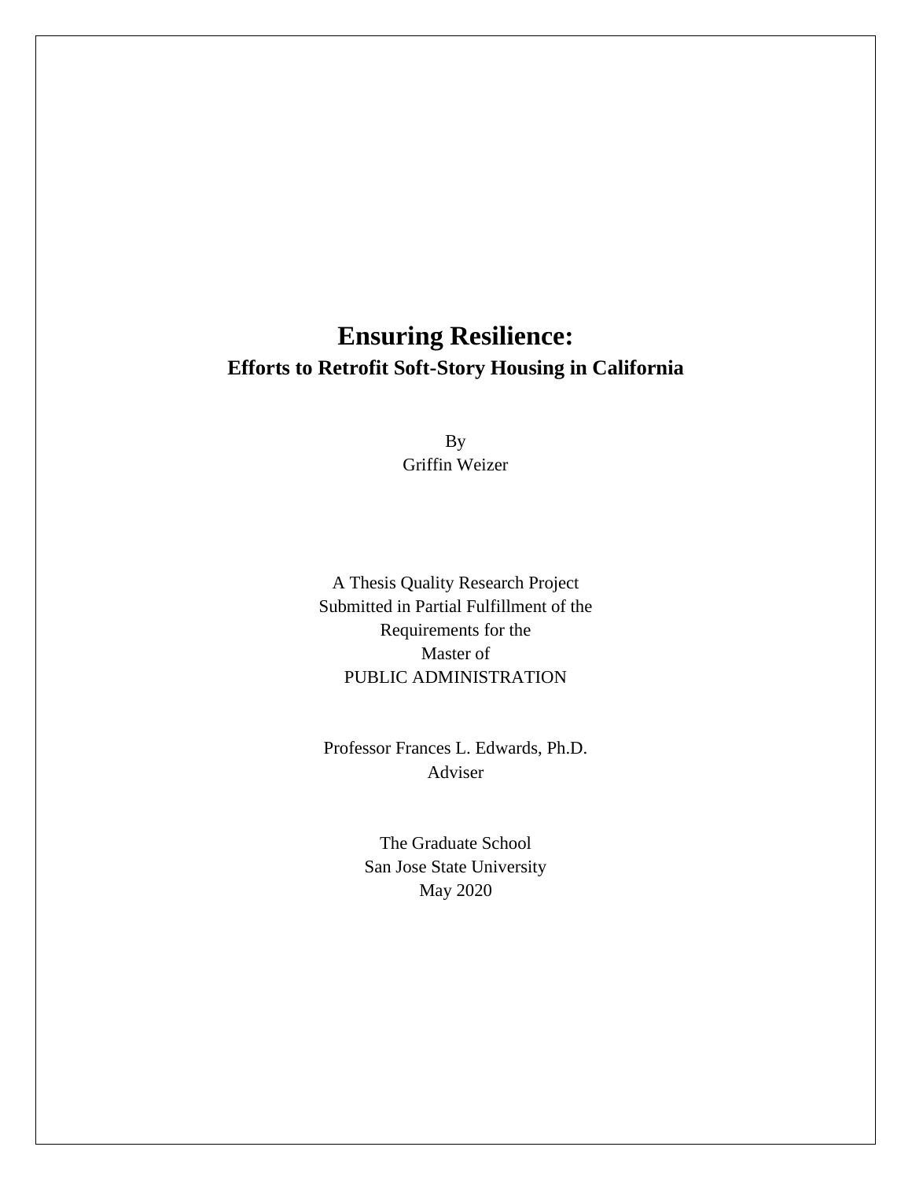# Ensuring Resilience:

## Efforts to Retrofit Soft-Story Housing in California

By
Griffin Weizer

A Thesis Quality Research Project
Submitted in Partial Fulfillment of the
Requirements for the
Master of
PUBLIC ADMINISTRATION

Professor Frances L. Edwards, Ph.D.
Adviser

The Graduate School
San Jose State University
May 2020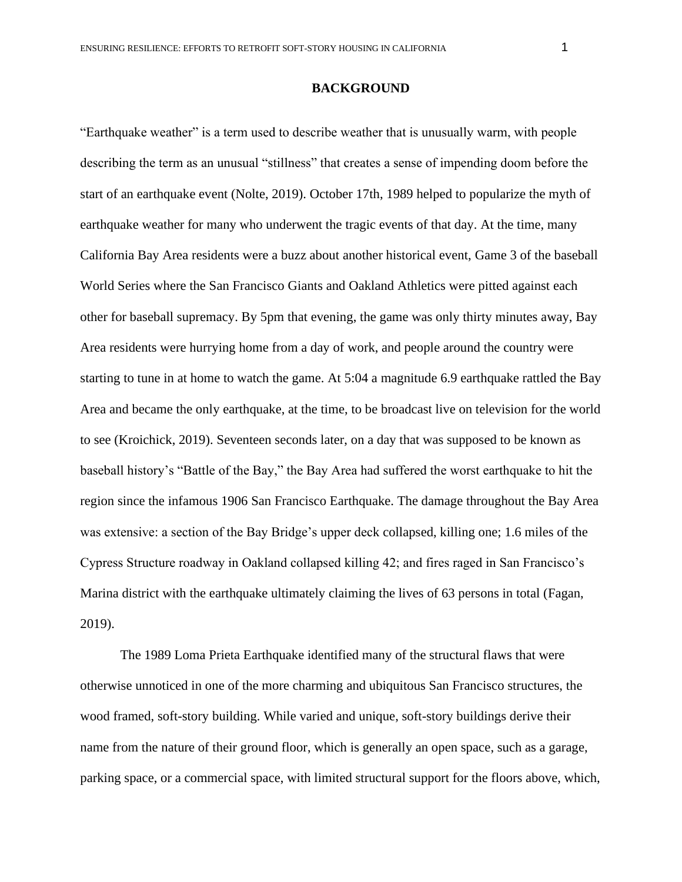# BACKGROUND

“Earthquake weather” is a term used to describe weather that is unusually warm, with people describing the term as an unusual “stillness” that creates a sense of impending doom before the start of an earthquake event (Nolte, 2019). October 17th, 1989 helped to popularize the myth of earthquake weather for many who underwent the tragic events of that day. At the time, many California Bay Area residents were a buzz about another historical event, Game 3 of the baseball World Series where the San Francisco Giants and Oakland Athletics were pitted against each other for baseball supremacy. By 5pm that evening, the game was only thirty minutes away, Bay Area residents were hurrying home from a day of work, and people around the country were starting to tune in at home to watch the game. At 5:04 a magnitude 6.9 earthquake rattled the Bay Area and became the only earthquake, at the time, to be broadcast live on television for the world to see (Kroichick, 2019). Seventeen seconds later, on a day that was supposed to be known as baseball history’s “Battle of the Bay,” the Bay Area had suffered the worst earthquake to hit the region since the infamous 1906 San Francisco Earthquake. The damage throughout the Bay Area was extensive: a section of the Bay Bridge’s upper deck collapsed, killing one; 1.6 miles of the Cypress Structure roadway in Oakland collapsed killing 42; and fires raged in San Francisco’s Marina district with the earthquake ultimately claiming the lives of 63 persons in total (Fagan, 2019).

The 1989 Loma Prieta Earthquake identified many of the structural flaws that were otherwise unnoticed in one of the more charming and ubiquitous San Francisco structures, the wood framed, soft-story building. While varied and unique, soft-story buildings derive their name from the nature of their ground floor, which is generally an open space, such as a garage, parking space, or a commercial space, with limited structural support for the floors above, which,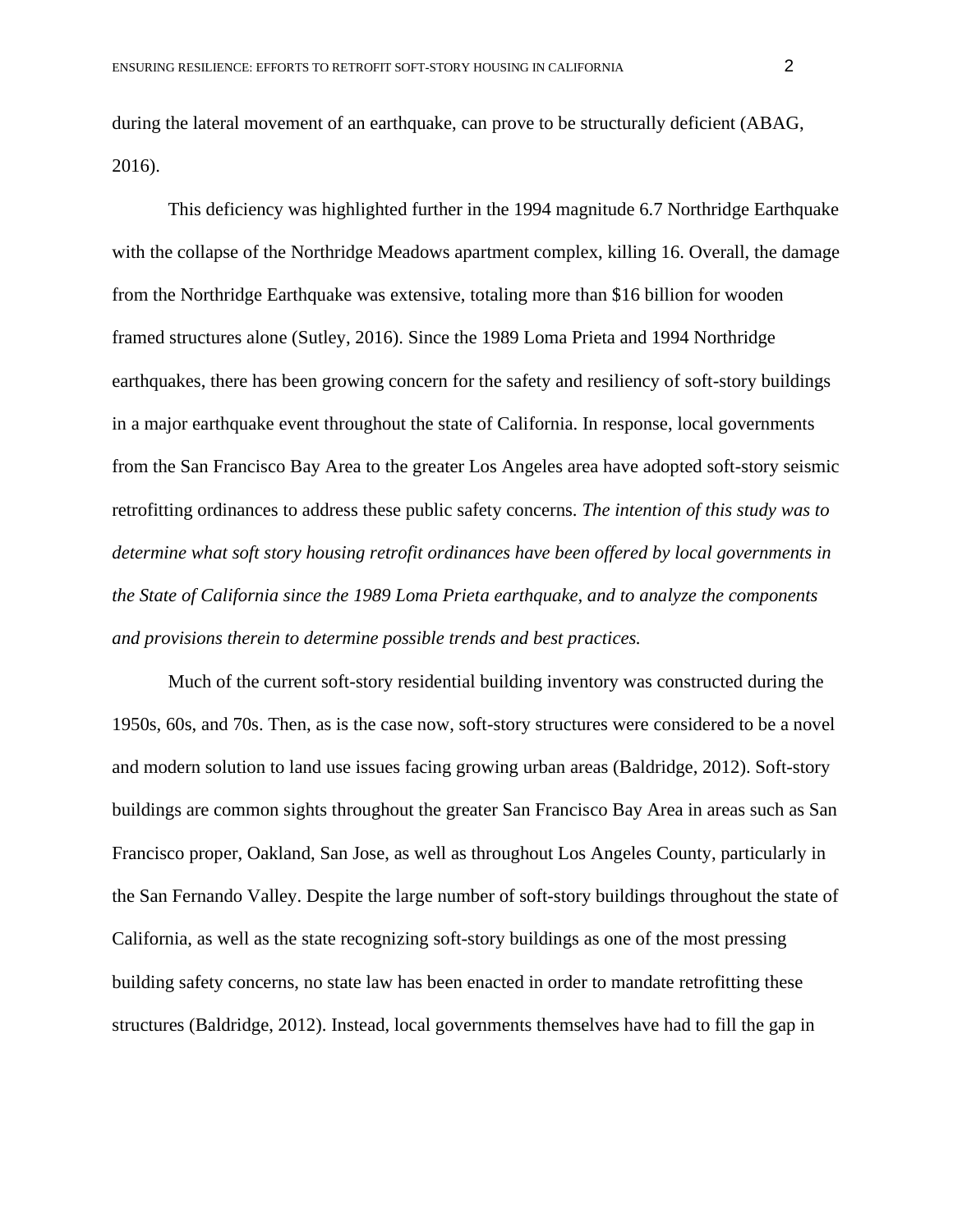during the lateral movement of an earthquake, can prove to be structurally deficient (ABAG, 2016).

This deficiency was highlighted further in the 1994 magnitude 6.7 Northridge Earthquake with the collapse of the Northridge Meadows apartment complex, killing 16. Overall, the damage from the Northridge Earthquake was extensive, totaling more than $16 billion for wooden framed structures alone (Sutley, 2016). Since the 1989 Loma Prieta and 1994 Northridge earthquakes, there has been growing concern for the safety and resiliency of soft-story buildings in a major earthquake event throughout the state of California. In response, local governments from the San Francisco Bay Area to the greater Los Angeles area have adopted soft-story seismic retrofitting ordinances to address these public safety concerns. *The intention of this study was to determine what soft story housing retrofit ordinances have been offered by local governments in the State of California since the 1989 Loma Prieta earthquake, and to analyze the components and provisions therein to determine possible trends and best practices.*

Much of the current soft-story residential building inventory was constructed during the 1950s, 60s, and 70s. Then, as is the case now, soft-story structures were considered to be a novel and modern solution to land use issues facing growing urban areas (Baldridge, 2012). Soft-story buildings are common sights throughout the greater San Francisco Bay Area in areas such as San Francisco proper, Oakland, San Jose, as well as throughout Los Angeles County, particularly in the San Fernando Valley. Despite the large number of soft-story buildings throughout the state of California, as well as the state recognizing soft-story buildings as one of the most pressing building safety concerns, no state law has been enacted in order to mandate retrofitting these structures (Baldridge, 2012). Instead, local governments themselves have had to fill the gap in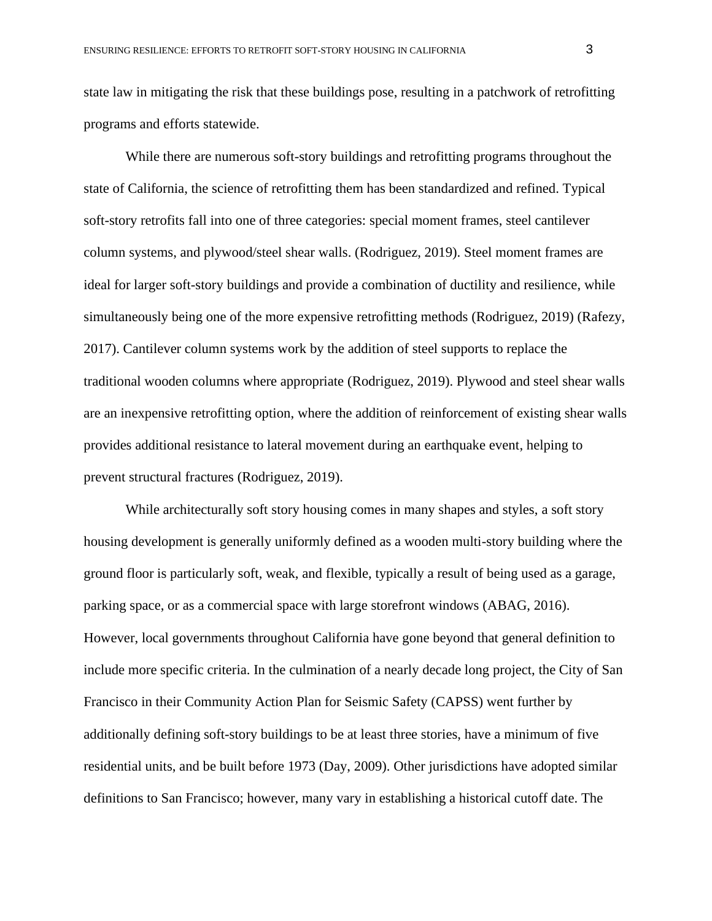state law in mitigating the risk that these buildings pose, resulting in a patchwork of retrofitting programs and efforts statewide.

While there are numerous soft-story buildings and retrofitting programs throughout the state of California, the science of retrofitting them has been standardized and refined. Typical soft-story retrofits fall into one of three categories: special moment frames, steel cantilever column systems, and plywood/steel shear walls. (Rodriguez, 2019). Steel moment frames are ideal for larger soft-story buildings and provide a combination of ductility and resilience, while simultaneously being one of the more expensive retrofitting methods (Rodriguez, 2019) (Rafezy, 2017). Cantilever column systems work by the addition of steel supports to replace the traditional wooden columns where appropriate (Rodriguez, 2019). Plywood and steel shear walls are an inexpensive retrofitting option, where the addition of reinforcement of existing shear walls provides additional resistance to lateral movement during an earthquake event, helping to prevent structural fractures (Rodriguez, 2019).

While architecturally soft story housing comes in many shapes and styles, a soft story housing development is generally uniformly defined as a wooden multi-story building where the ground floor is particularly soft, weak, and flexible, typically a result of being used as a garage, parking space, or as a commercial space with large storefront windows (ABAG, 2016). However, local governments throughout California have gone beyond that general definition to include more specific criteria. In the culmination of a nearly decade long project, the City of San Francisco in their Community Action Plan for Seismic Safety (CAPSS) went further by additionally defining soft-story buildings to be at least three stories, have a minimum of five residential units, and be built before 1973 (Day, 2009). Other jurisdictions have adopted similar definitions to San Francisco; however, many vary in establishing a historical cutoff date. The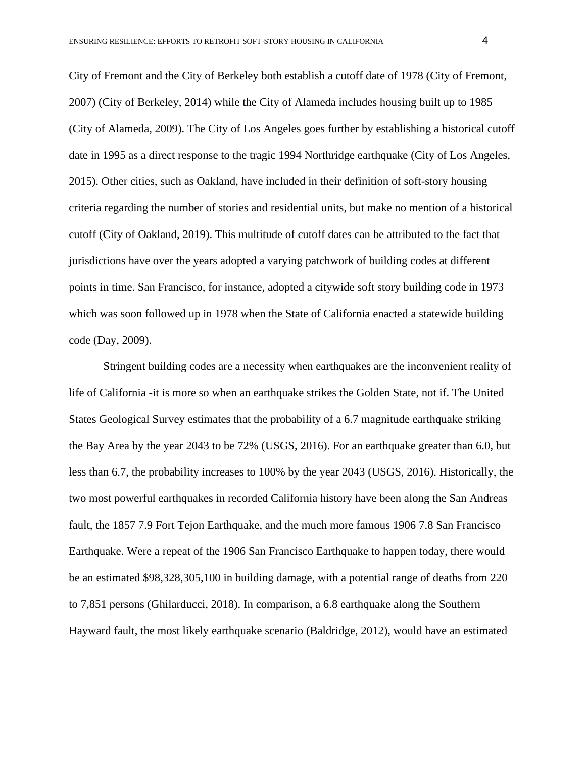City of Fremont and the City of Berkeley both establish a cutoff date of 1978 (City of Fremont, 2007) (City of Berkeley, 2014) while the City of Alameda includes housing built up to 1985 (City of Alameda, 2009). The City of Los Angeles goes further by establishing a historical cutoff date in 1995 as a direct response to the tragic 1994 Northridge earthquake (City of Los Angeles, 2015). Other cities, such as Oakland, have included in their definition of soft-story housing criteria regarding the number of stories and residential units, but make no mention of a historical cutoff (City of Oakland, 2019). This multitude of cutoff dates can be attributed to the fact that jurisdictions have over the years adopted a varying patchwork of building codes at different points in time. San Francisco, for instance, adopted a citywide soft story building code in 1973 which was soon followed up in 1978 when the State of California enacted a statewide building code (Day, 2009).

Stringent building codes are a necessity when earthquakes are the inconvenient reality of life of California -it is more so when an earthquake strikes the Golden State, not if. The United States Geological Survey estimates that the probability of a 6.7 magnitude earthquake striking the Bay Area by the year 2043 to be 72% (USGS, 2016). For an earthquake greater than 6.0, but less than 6.7, the probability increases to 100% by the year 2043 (USGS, 2016). Historically, the two most powerful earthquakes in recorded California history have been along the San Andreas fault, the 1857 7.9 Fort Tejon Earthquake, and the much more famous 1906 7.8 San Francisco Earthquake. Were a repeat of the 1906 San Francisco Earthquake to happen today, there would be an estimated $98,328,305,100 in building damage, with a potential range of deaths from 220 to 7,851 persons (Ghilarducci, 2018). In comparison, a 6.8 earthquake along the Southern Hayward fault, the most likely earthquake scenario (Baldridge, 2012), would have an estimated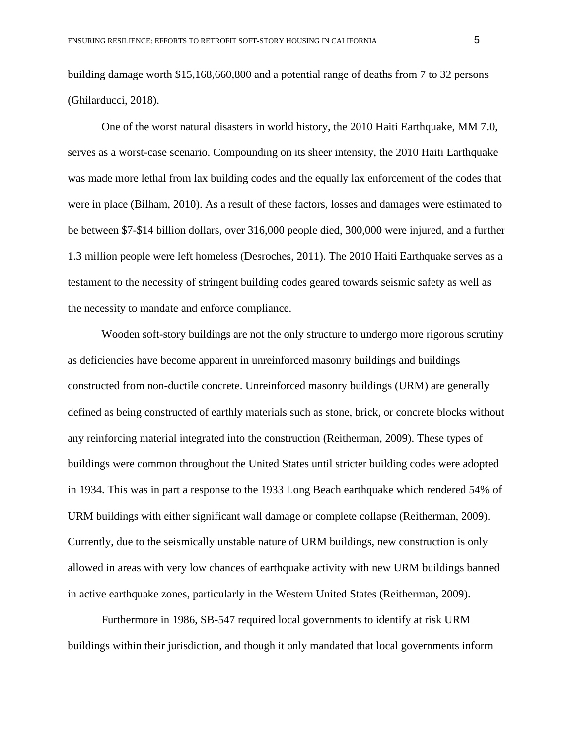building damage worth $15,168,660,800 and a potential range of deaths from 7 to 32 persons (Ghilarducci, 2018).

One of the worst natural disasters in world history, the 2010 Haiti Earthquake, MM 7.0, serves as a worst-case scenario. Compounding on its sheer intensity, the 2010 Haiti Earthquake was made more lethal from lax building codes and the equally lax enforcement of the codes that were in place (Bilham, 2010). As a result of these factors, losses and damages were estimated to be between $7-$14 billion dollars, over 316,000 people died, 300,000 were injured, and a further 1.3 million people were left homeless (Desroches, 2011). The 2010 Haiti Earthquake serves as a testament to the necessity of stringent building codes geared towards seismic safety as well as the necessity to mandate and enforce compliance.

Wooden soft-story buildings are not the only structure to undergo more rigorous scrutiny as deficiencies have become apparent in unreinforced masonry buildings and buildings constructed from non-ductile concrete. Unreinforced masonry buildings (URM) are generally defined as being constructed of earthly materials such as stone, brick, or concrete blocks without any reinforcing material integrated into the construction (Reitherman, 2009). These types of buildings were common throughout the United States until stricter building codes were adopted in 1934. This was in part a response to the 1933 Long Beach earthquake which rendered 54% of URM buildings with either significant wall damage or complete collapse (Reitherman, 2009). Currently, due to the seismically unstable nature of URM buildings, new construction is only allowed in areas with very low chances of earthquake activity with new URM buildings banned in active earthquake zones, particularly in the Western United States (Reitherman, 2009).

Furthermore in 1986, SB-547 required local governments to identify at risk URM buildings within their jurisdiction, and though it only mandated that local governments inform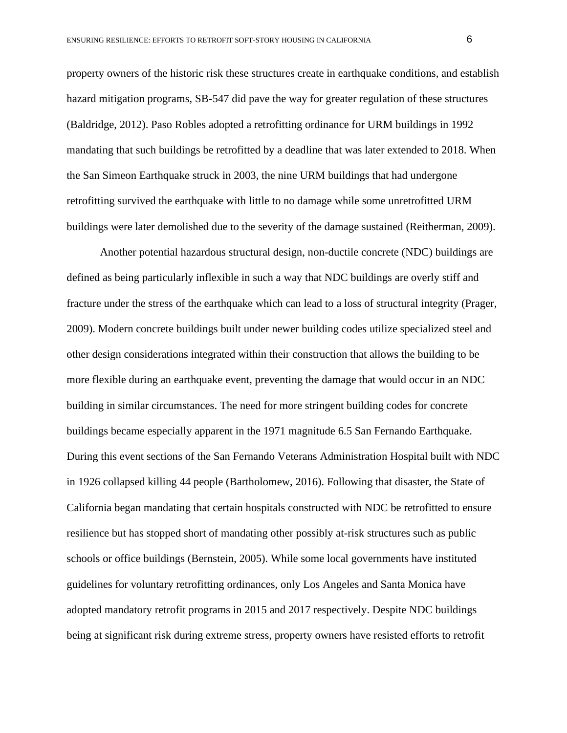property owners of the historic risk these structures create in earthquake conditions, and establish hazard mitigation programs, SB-547 did pave the way for greater regulation of these structures (Baldridge, 2012). Paso Robles adopted a retrofitting ordinance for URM buildings in 1992 mandating that such buildings be retrofitted by a deadline that was later extended to 2018. When the San Simeon Earthquake struck in 2003, the nine URM buildings that had undergone retrofitting survived the earthquake with little to no damage while some unretrofitted URM buildings were later demolished due to the severity of the damage sustained (Reitherman, 2009).

Another potential hazardous structural design, non-ductile concrete (NDC) buildings are defined as being particularly inflexible in such a way that NDC buildings are overly stiff and fracture under the stress of the earthquake which can lead to a loss of structural integrity (Prager, 2009). Modern concrete buildings built under newer building codes utilize specialized steel and other design considerations integrated within their construction that allows the building to be more flexible during an earthquake event, preventing the damage that would occur in an NDC building in similar circumstances. The need for more stringent building codes for concrete buildings became especially apparent in the 1971 magnitude 6.5 San Fernando Earthquake. During this event sections of the San Fernando Veterans Administration Hospital built with NDC in 1926 collapsed killing 44 people (Bartholomew, 2016). Following that disaster, the State of California began mandating that certain hospitals constructed with NDC be retrofitted to ensure resilience but has stopped short of mandating other possibly at-risk structures such as public schools or office buildings (Bernstein, 2005). While some local governments have instituted guidelines for voluntary retrofitting ordinances, only Los Angeles and Santa Monica have adopted mandatory retrofit programs in 2015 and 2017 respectively. Despite NDC buildings being at significant risk during extreme stress, property owners have resisted efforts to retrofit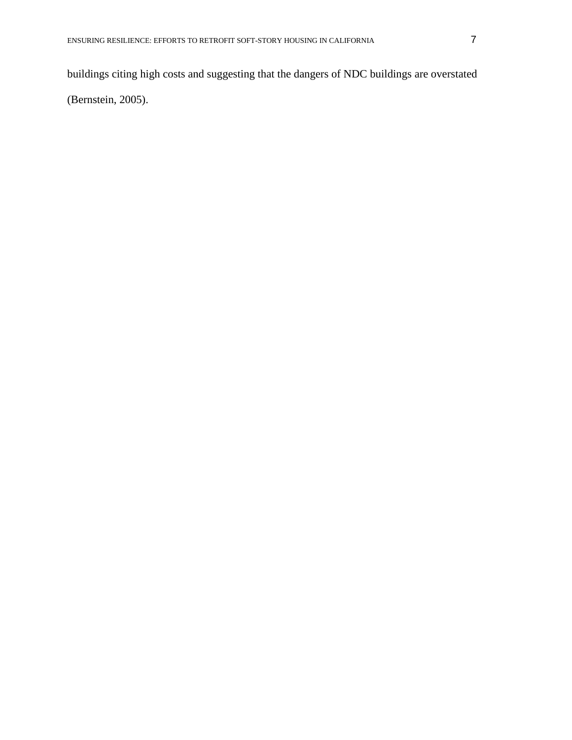buildings citing high costs and suggesting that the dangers of NDC buildings are overstated (Bernstein, 2005).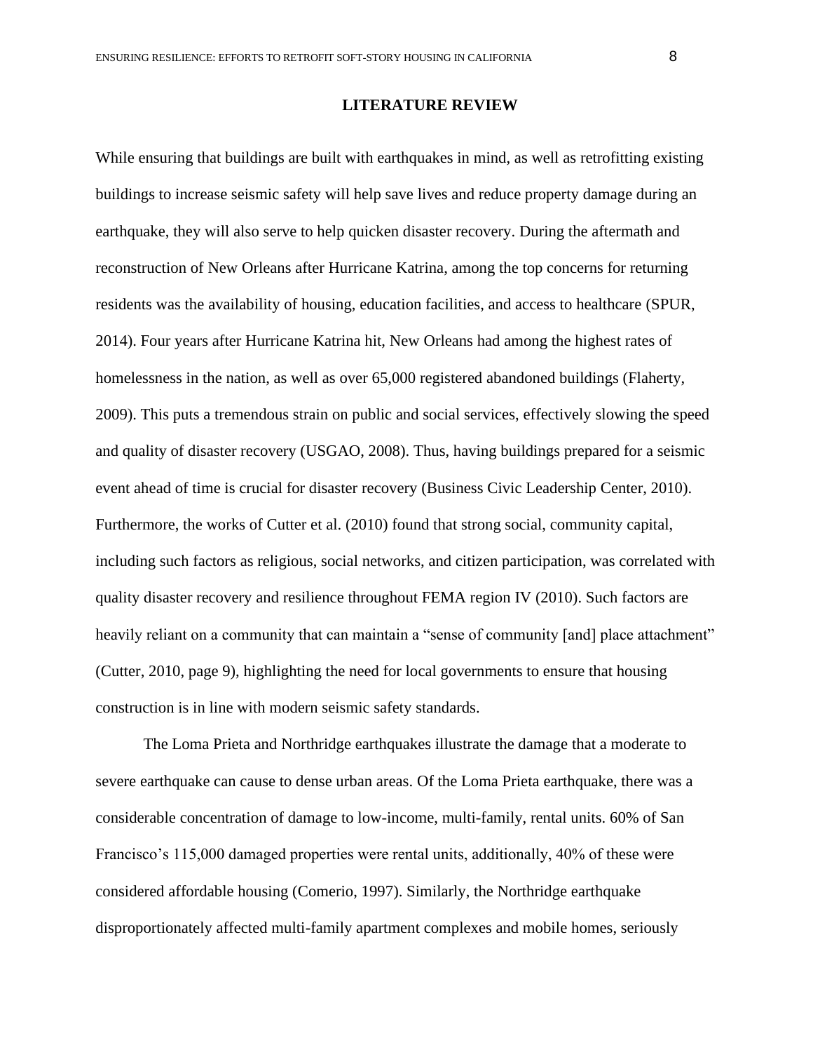## LITERATURE REVIEW

While ensuring that buildings are built with earthquakes in mind, as well as retrofitting existing buildings to increase seismic safety will help save lives and reduce property damage during an earthquake, they will also serve to help quicken disaster recovery. During the aftermath and reconstruction of New Orleans after Hurricane Katrina, among the top concerns for returning residents was the availability of housing, education facilities, and access to healthcare (SPUR, 2014). Four years after Hurricane Katrina hit, New Orleans had among the highest rates of homelessness in the nation, as well as over 65,000 registered abandoned buildings (Flaherty, 2009). This puts a tremendous strain on public and social services, effectively slowing the speed and quality of disaster recovery (USGAO, 2008). Thus, having buildings prepared for a seismic event ahead of time is crucial for disaster recovery (Business Civic Leadership Center, 2010). Furthermore, the works of Cutter et al. (2010) found that strong social, community capital, including such factors as religious, social networks, and citizen participation, was correlated with quality disaster recovery and resilience throughout FEMA region IV (2010). Such factors are heavily reliant on a community that can maintain a "sense of community [and] place attachment" (Cutter, 2010, page 9), highlighting the need for local governments to ensure that housing construction is in line with modern seismic safety standards.

The Loma Prieta and Northridge earthquakes illustrate the damage that a moderate to severe earthquake can cause to dense urban areas. Of the Loma Prieta earthquake, there was a considerable concentration of damage to low-income, multi-family, rental units. 60% of San Francisco's 115,000 damaged properties were rental units, additionally, 40% of these were considered affordable housing (Comerio, 1997). Similarly, the Northridge earthquake disproportionately affected multi-family apartment complexes and mobile homes, seriously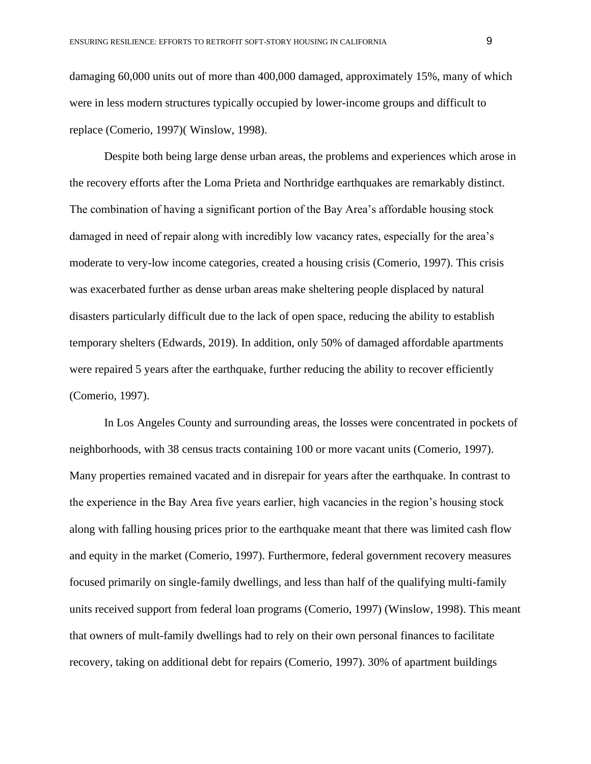damaging 60,000 units out of more than 400,000 damaged, approximately 15%, many of which were in less modern structures typically occupied by lower-income groups and difficult to replace (Comerio, 1997)( Winslow, 1998).

Despite both being large dense urban areas, the problems and experiences which arose in the recovery efforts after the Loma Prieta and Northridge earthquakes are remarkably distinct. The combination of having a significant portion of the Bay Area's affordable housing stock damaged in need of repair along with incredibly low vacancy rates, especially for the area's moderate to very-low income categories, created a housing crisis (Comerio, 1997). This crisis was exacerbated further as dense urban areas make sheltering people displaced by natural disasters particularly difficult due to the lack of open space, reducing the ability to establish temporary shelters (Edwards, 2019). In addition, only 50% of damaged affordable apartments were repaired 5 years after the earthquake, further reducing the ability to recover efficiently (Comerio, 1997).

In Los Angeles County and surrounding areas, the losses were concentrated in pockets of neighborhoods, with 38 census tracts containing 100 or more vacant units (Comerio, 1997). Many properties remained vacated and in disrepair for years after the earthquake. In contrast to the experience in the Bay Area five years earlier, high vacancies in the region's housing stock along with falling housing prices prior to the earthquake meant that there was limited cash flow and equity in the market (Comerio, 1997). Furthermore, federal government recovery measures focused primarily on single-family dwellings, and less than half of the qualifying multi-family units received support from federal loan programs (Comerio, 1997) (Winslow, 1998). This meant that owners of mult-family dwellings had to rely on their own personal finances to facilitate recovery, taking on additional debt for repairs (Comerio, 1997). 30% of apartment buildings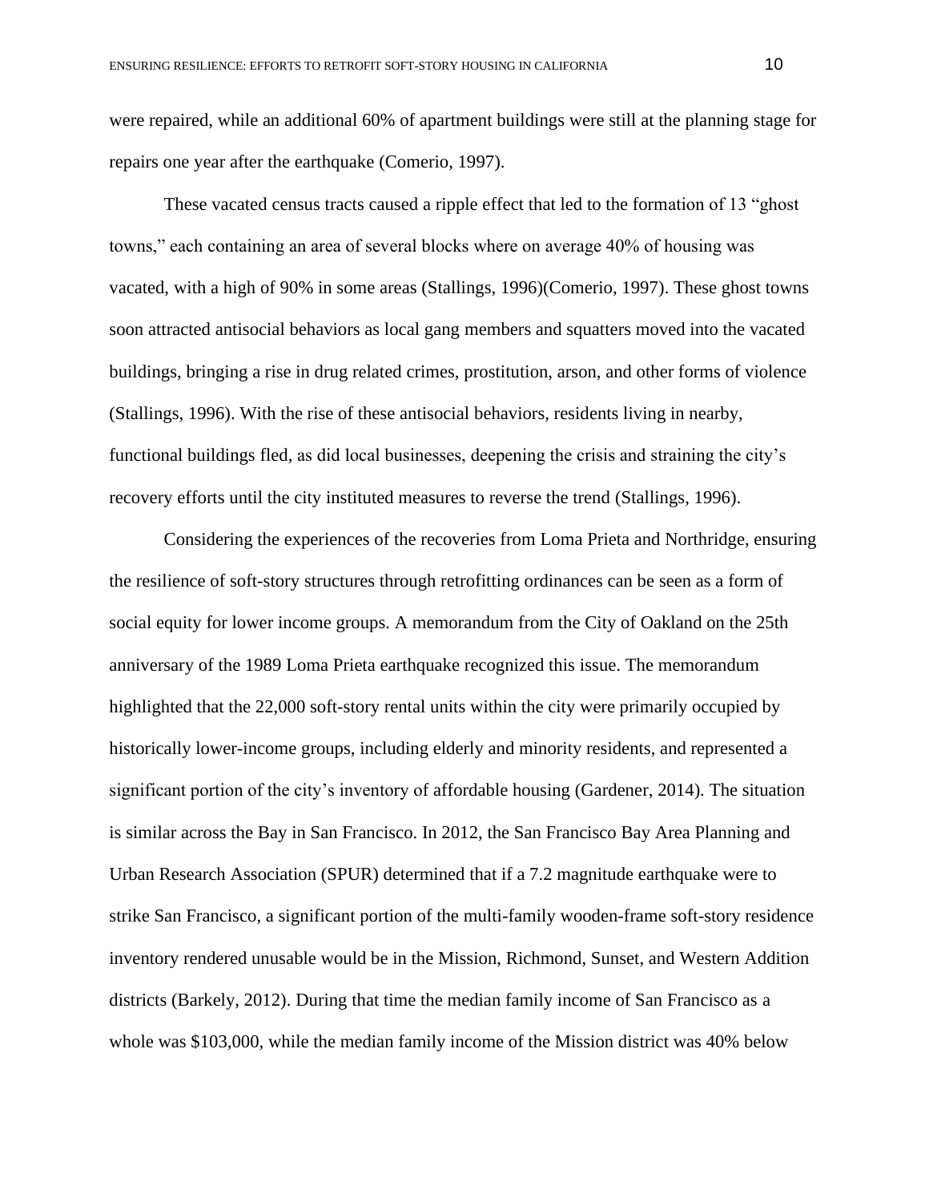were repaired, while an additional 60% of apartment buildings were still at the planning stage for repairs one year after the earthquake (Comerio, 1997).

These vacated census tracts caused a ripple effect that led to the formation of 13 "ghost towns," each containing an area of several blocks where on average 40% of housing was vacated, with a high of 90% in some areas (Stallings, 1996)(Comerio, 1997). These ghost towns soon attracted antisocial behaviors as local gang members and squatters moved into the vacated buildings, bringing a rise in drug related crimes, prostitution, arson, and other forms of violence (Stallings, 1996). With the rise of these antisocial behaviors, residents living in nearby, functional buildings fled, as did local businesses, deepening the crisis and straining the city's recovery efforts until the city instituted measures to reverse the trend (Stallings, 1996).

Considering the experiences of the recoveries from Loma Prieta and Northridge, ensuring the resilience of soft-story structures through retrofitting ordinances can be seen as a form of social equity for lower income groups. A memorandum from the City of Oakland on the 25th anniversary of the 1989 Loma Prieta earthquake recognized this issue. The memorandum highlighted that the 22,000 soft-story rental units within the city were primarily occupied by historically lower-income groups, including elderly and minority residents, and represented a significant portion of the city's inventory of affordable housing (Gardener, 2014). The situation is similar across the Bay in San Francisco. In 2012, the San Francisco Bay Area Planning and Urban Research Association (SPUR) determined that if a 7.2 magnitude earthquake were to strike San Francisco, a significant portion of the multi-family wooden-frame soft-story residence inventory rendered unusable would be in the Mission, Richmond, Sunset, and Western Addition districts (Barkely, 2012). During that time the median family income of San Francisco as a whole was $103,000, while the median family income of the Mission district was 40% below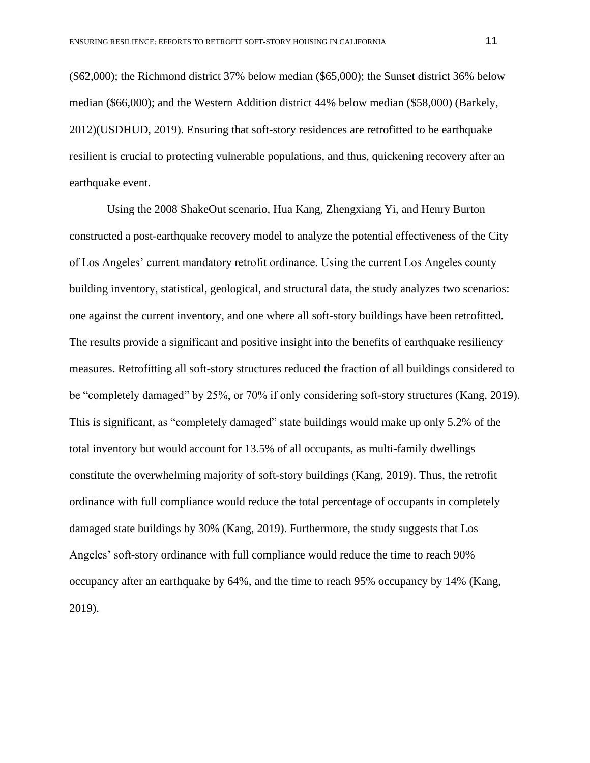($62,000); the Richmond district 37% below median ($65,000); the Sunset district 36% below median ($66,000); and the Western Addition district 44% below median ($58,000) (Barkely, 2012)(USDHUD, 2019). Ensuring that soft-story residences are retrofitted to be earthquake resilient is crucial to protecting vulnerable populations, and thus, quickening recovery after an earthquake event.

Using the 2008 ShakeOut scenario, Hua Kang, Zhengxiang Yi, and Henry Burton constructed a post-earthquake recovery model to analyze the potential effectiveness of the City of Los Angeles' current mandatory retrofit ordinance. Using the current Los Angeles county building inventory, statistical, geological, and structural data, the study analyzes two scenarios: one against the current inventory, and one where all soft-story buildings have been retrofitted. The results provide a significant and positive insight into the benefits of earthquake resiliency measures. Retrofitting all soft-story structures reduced the fraction of all buildings considered to be "completely damaged" by 25%, or 70% if only considering soft-story structures (Kang, 2019). This is significant, as "completely damaged" state buildings would make up only 5.2% of the total inventory but would account for 13.5% of all occupants, as multi-family dwellings constitute the overwhelming majority of soft-story buildings (Kang, 2019). Thus, the retrofit ordinance with full compliance would reduce the total percentage of occupants in completely damaged state buildings by 30% (Kang, 2019). Furthermore, the study suggests that Los Angeles' soft-story ordinance with full compliance would reduce the time to reach 90% occupancy after an earthquake by 64%, and the time to reach 95% occupancy by 14% (Kang, 2019).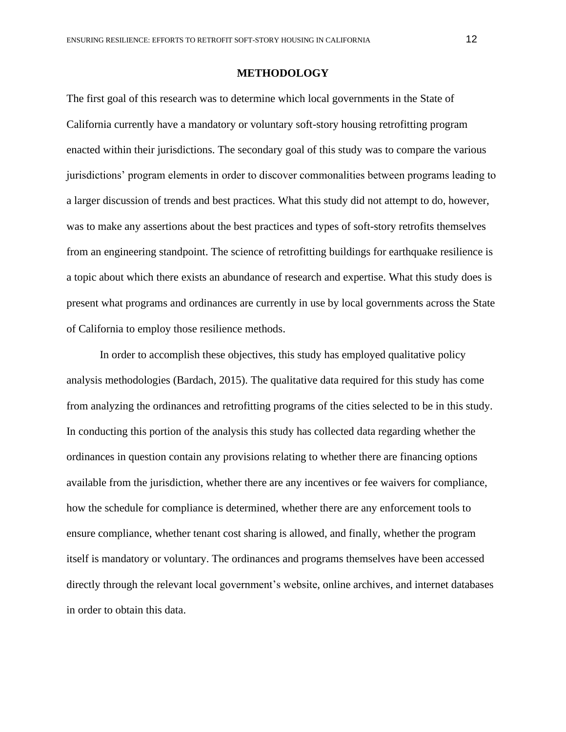## METHODOLOGY

The first goal of this research was to determine which local governments in the State of California currently have a mandatory or voluntary soft-story housing retrofitting program enacted within their jurisdictions. The secondary goal of this study was to compare the various jurisdictions' program elements in order to discover commonalities between programs leading to a larger discussion of trends and best practices. What this study did not attempt to do, however, was to make any assertions about the best practices and types of soft-story retrofits themselves from an engineering standpoint. The science of retrofitting buildings for earthquake resilience is a topic about which there exists an abundance of research and expertise. What this study does is present what programs and ordinances are currently in use by local governments across the State of California to employ those resilience methods.

In order to accomplish these objectives, this study has employed qualitative policy analysis methodologies (Bardach, 2015). The qualitative data required for this study has come from analyzing the ordinances and retrofitting programs of the cities selected to be in this study. In conducting this portion of the analysis this study has collected data regarding whether the ordinances in question contain any provisions relating to whether there are financing options available from the jurisdiction, whether there are any incentives or fee waivers for compliance, how the schedule for compliance is determined, whether there are any enforcement tools to ensure compliance, whether tenant cost sharing is allowed, and finally, whether the program itself is mandatory or voluntary. The ordinances and programs themselves have been accessed directly through the relevant local government's website, online archives, and internet databases in order to obtain this data.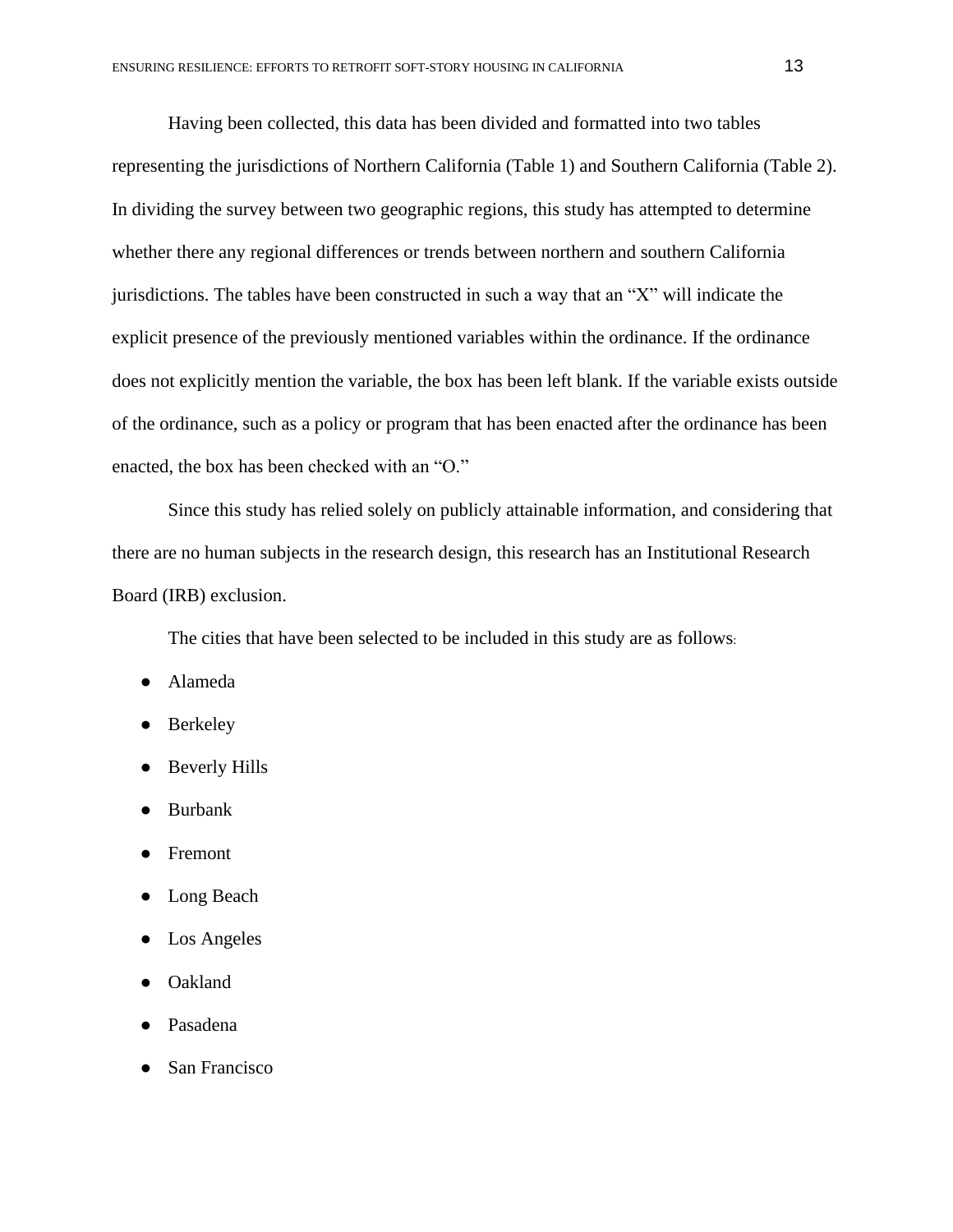Having been collected, this data has been divided and formatted into two tables representing the jurisdictions of Northern California (Table 1) and Southern California (Table 2). In dividing the survey between two geographic regions, this study has attempted to determine whether there any regional differences or trends between northern and southern California jurisdictions. The tables have been constructed in such a way that an "X" will indicate the explicit presence of the previously mentioned variables within the ordinance. If the ordinance does not explicitly mention the variable, the box has been left blank. If the variable exists outside of the ordinance, such as a policy or program that has been enacted after the ordinance has been enacted, the box has been checked with an "O."

Since this study has relied solely on publicly attainable information, and considering that there are no human subjects in the research design, this research has an Institutional Research Board (IRB) exclusion.

The cities that have been selected to be included in this study are as follows:

- Alameda
- Berkeley
- Beverly Hills
- Burbank
- Fremont
- Long Beach
- Los Angeles
- Oakland
- Pasadena
- San Francisco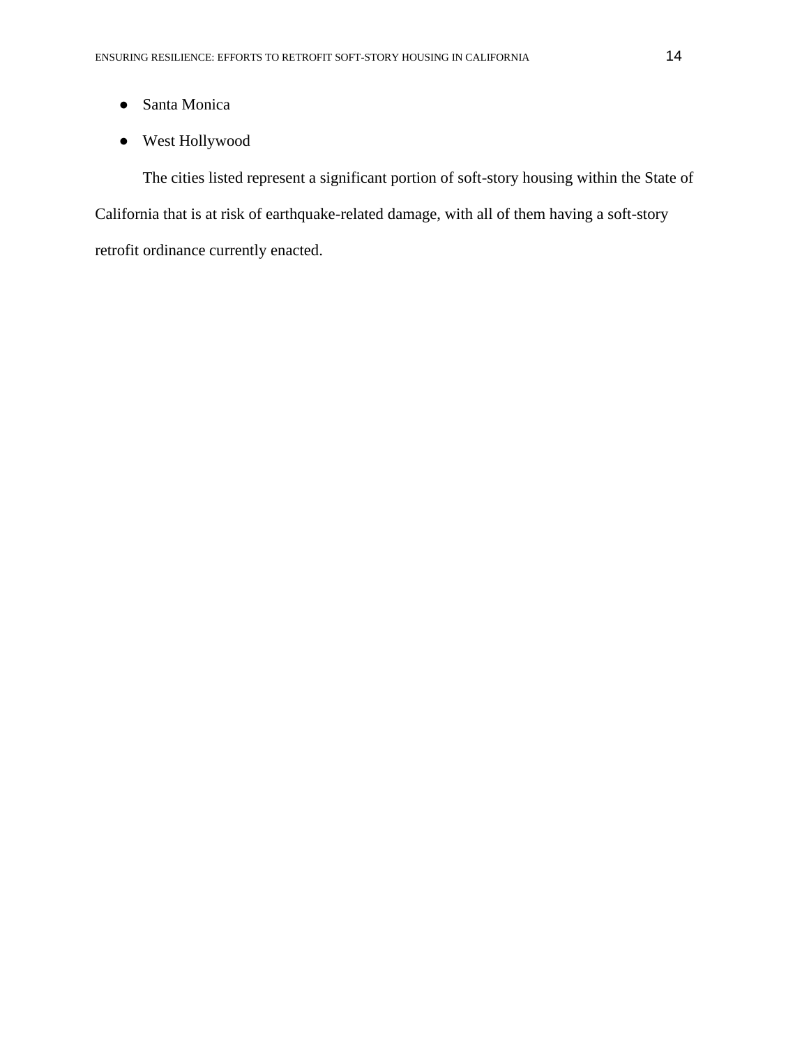- Santa Monica
- West Hollywood

The cities listed represent a significant portion of soft-story housing within the State of California that is at risk of earthquake-related damage, with all of them having a soft-story retrofit ordinance currently enacted.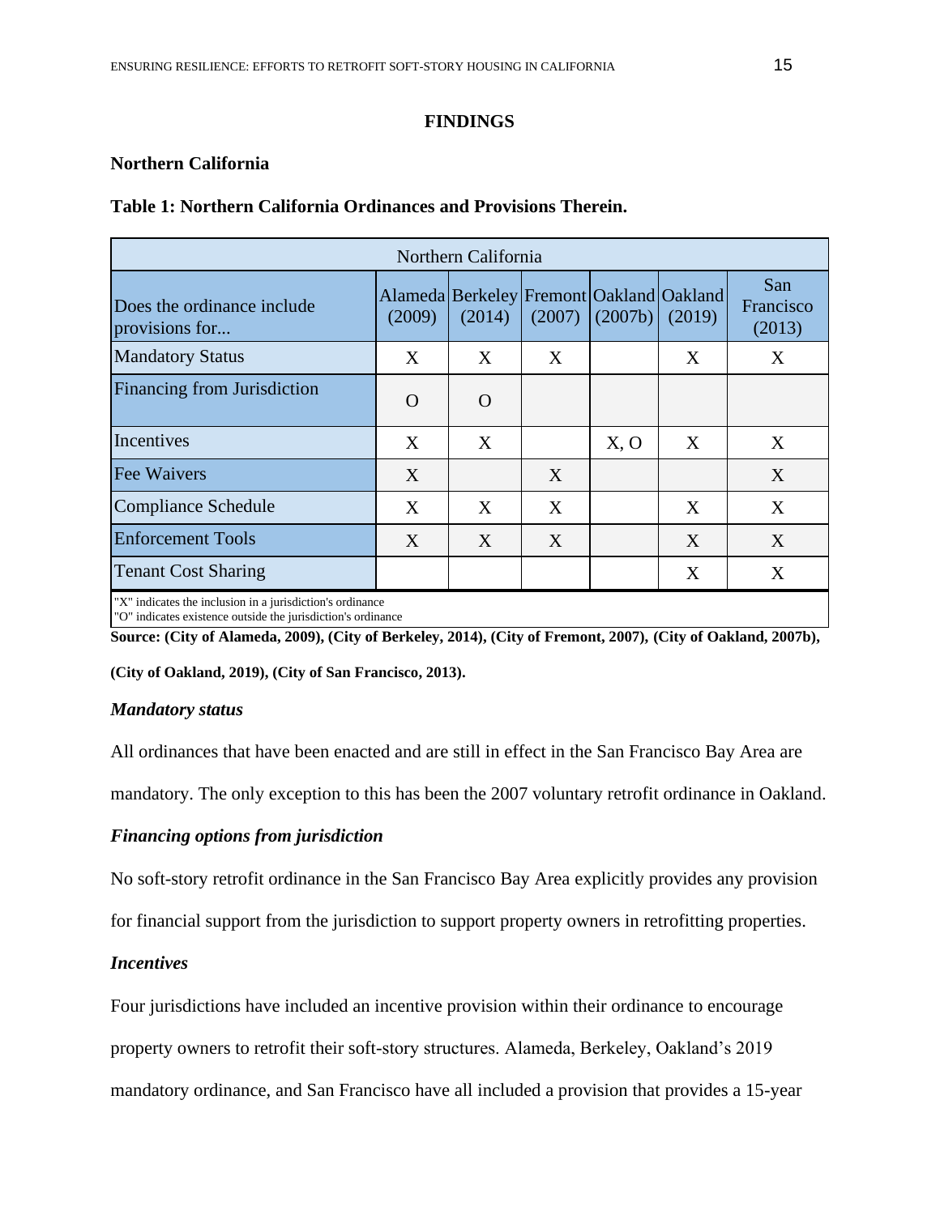## FINDINGS

### Northern California

**Table 1: Northern California Ordinances and Provisions Therein.**

| Northern California | | | | | | |
|---|---|---|---|---|---|---|
| Does the ordinance include provisions for... | Alameda (2009) | Berkeley (2014) | Fremont (2007) | Oakland (2007b) | Oakland (2019) | San Francisco (2013) |
| Mandatory Status | X | X | X | | X | X |
| Financing from Jurisdiction | O | O | | | | |
| Incentives | X | X | | X, O | X | X |
| Fee Waivers | X | | X | | | X |
| Compliance Schedule | X | X | X | | X | X |
| Enforcement Tools | X | X | X | | X | X |
| Tenant Cost Sharing | | | | | X | X |

"X" indicates the inclusion in a jurisdiction's ordinance
"O" indicates existence outside the jurisdiction's ordinance

**Source: (City of Alameda, 2009), (City of Berkeley, 2014), (City of Fremont, 2007), (City of Oakland, 2007b), (City of Oakland, 2019), (City of San Francisco, 2013).**

#### *Mandatory status*

All ordinances that have been enacted and are still in effect in the San Francisco Bay Area are mandatory. The only exception to this has been the 2007 voluntary retrofit ordinance in Oakland.

#### *Financing options from jurisdiction*

No soft-story retrofit ordinance in the San Francisco Bay Area explicitly provides any provision for financial support from the jurisdiction to support property owners in retrofitting properties.

#### *Incentives*

Four jurisdictions have included an incentive provision within their ordinance to encourage property owners to retrofit their soft-story structures. Alameda, Berkeley, Oakland's 2019 mandatory ordinance, and San Francisco have all included a provision that provides a 15-year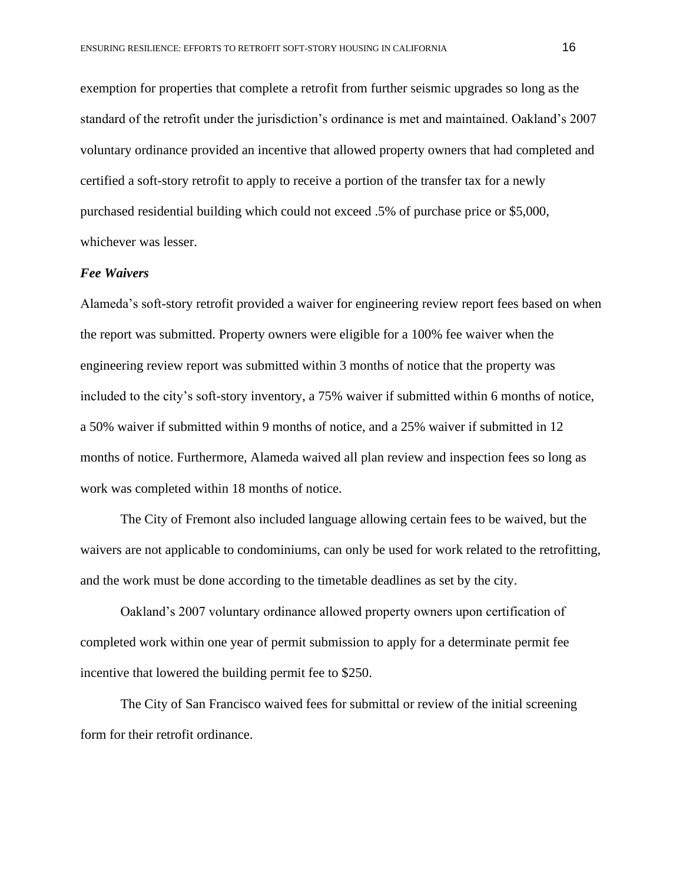exemption for properties that complete a retrofit from further seismic upgrades so long as the standard of the retrofit under the jurisdiction's ordinance is met and maintained. Oakland's 2007 voluntary ordinance provided an incentive that allowed property owners that had completed and certified a soft-story retrofit to apply to receive a portion of the transfer tax for a newly purchased residential building which could not exceed .5% of purchase price or $5,000, whichever was lesser.

***Fee Waivers***

Alameda's soft-story retrofit provided a waiver for engineering review report fees based on when the report was submitted. Property owners were eligible for a 100% fee waiver when the engineering review report was submitted within 3 months of notice that the property was included to the city's soft-story inventory, a 75% waiver if submitted within 6 months of notice, a 50% waiver if submitted within 9 months of notice, and a 25% waiver if submitted in 12 months of notice. Furthermore, Alameda waived all plan review and inspection fees so long as work was completed within 18 months of notice.

The City of Fremont also included language allowing certain fees to be waived, but the waivers are not applicable to condominiums, can only be used for work related to the retrofitting, and the work must be done according to the timetable deadlines as set by the city.

Oakland's 2007 voluntary ordinance allowed property owners upon certification of completed work within one year of permit submission to apply for a determinate permit fee incentive that lowered the building permit fee to $250.

The City of San Francisco waived fees for submittal or review of the initial screening form for their retrofit ordinance.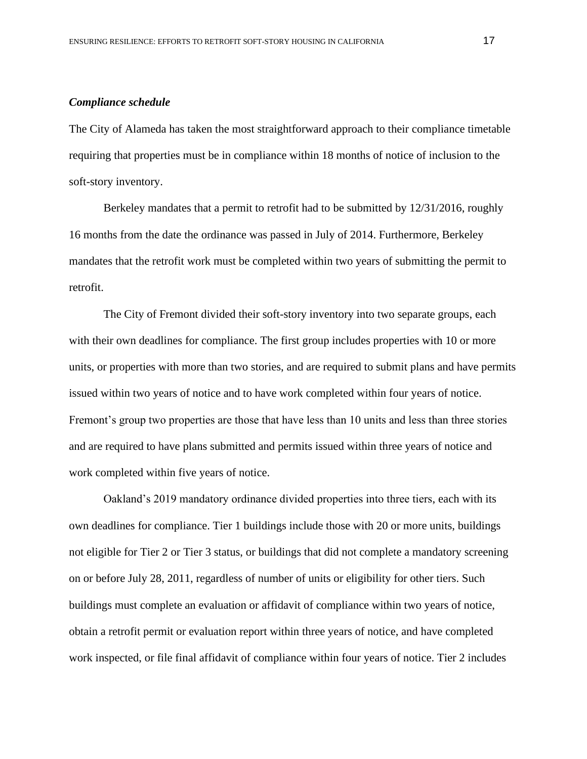### ***Compliance schedule***

The City of Alameda has taken the most straightforward approach to their compliance timetable requiring that properties must be in compliance within 18 months of notice of inclusion to the soft-story inventory.

Berkeley mandates that a permit to retrofit had to be submitted by 12/31/2016, roughly 16 months from the date the ordinance was passed in July of 2014. Furthermore, Berkeley mandates that the retrofit work must be completed within two years of submitting the permit to retrofit.

The City of Fremont divided their soft-story inventory into two separate groups, each with their own deadlines for compliance. The first group includes properties with 10 or more units, or properties with more than two stories, and are required to submit plans and have permits issued within two years of notice and to have work completed within four years of notice. Fremont's group two properties are those that have less than 10 units and less than three stories and are required to have plans submitted and permits issued within three years of notice and work completed within five years of notice.

Oakland's 2019 mandatory ordinance divided properties into three tiers, each with its own deadlines for compliance. Tier 1 buildings include those with 20 or more units, buildings not eligible for Tier 2 or Tier 3 status, or buildings that did not complete a mandatory screening on or before July 28, 2011, regardless of number of units or eligibility for other tiers. Such buildings must complete an evaluation or affidavit of compliance within two years of notice, obtain a retrofit permit or evaluation report within three years of notice, and have completed work inspected, or file final affidavit of compliance within four years of notice. Tier 2 includes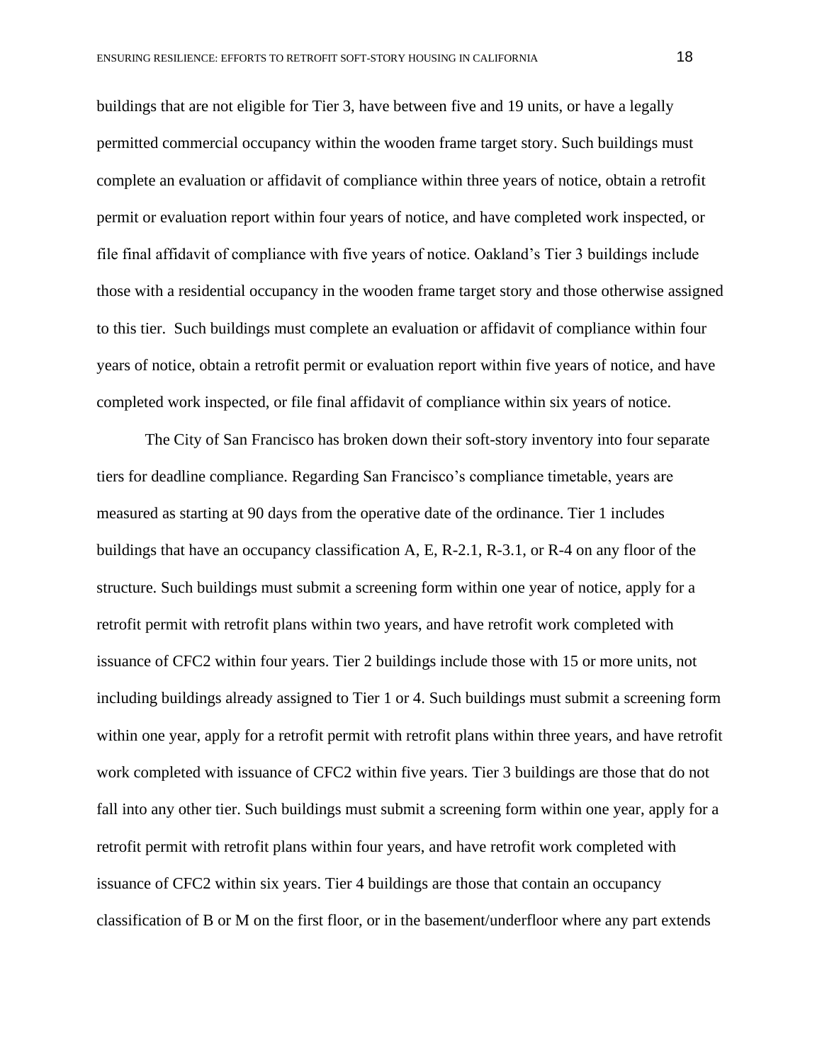buildings that are not eligible for Tier 3, have between five and 19 units, or have a legally permitted commercial occupancy within the wooden frame target story. Such buildings must complete an evaluation or affidavit of compliance within three years of notice, obtain a retrofit permit or evaluation report within four years of notice, and have completed work inspected, or file final affidavit of compliance with five years of notice. Oakland's Tier 3 buildings include those with a residential occupancy in the wooden frame target story and those otherwise assigned to this tier.  Such buildings must complete an evaluation or affidavit of compliance within four years of notice, obtain a retrofit permit or evaluation report within five years of notice, and have completed work inspected, or file final affidavit of compliance within six years of notice.

The City of San Francisco has broken down their soft-story inventory into four separate tiers for deadline compliance. Regarding San Francisco's compliance timetable, years are measured as starting at 90 days from the operative date of the ordinance. Tier 1 includes buildings that have an occupancy classification A, E, R-2.1, R-3.1, or R-4 on any floor of the structure. Such buildings must submit a screening form within one year of notice, apply for a retrofit permit with retrofit plans within two years, and have retrofit work completed with issuance of CFC2 within four years. Tier 2 buildings include those with 15 or more units, not including buildings already assigned to Tier 1 or 4. Such buildings must submit a screening form within one year, apply for a retrofit permit with retrofit plans within three years, and have retrofit work completed with issuance of CFC2 within five years. Tier 3 buildings are those that do not fall into any other tier. Such buildings must submit a screening form within one year, apply for a retrofit permit with retrofit plans within four years, and have retrofit work completed with issuance of CFC2 within six years. Tier 4 buildings are those that contain an occupancy classification of B or M on the first floor, or in the basement/underfloor where any part extends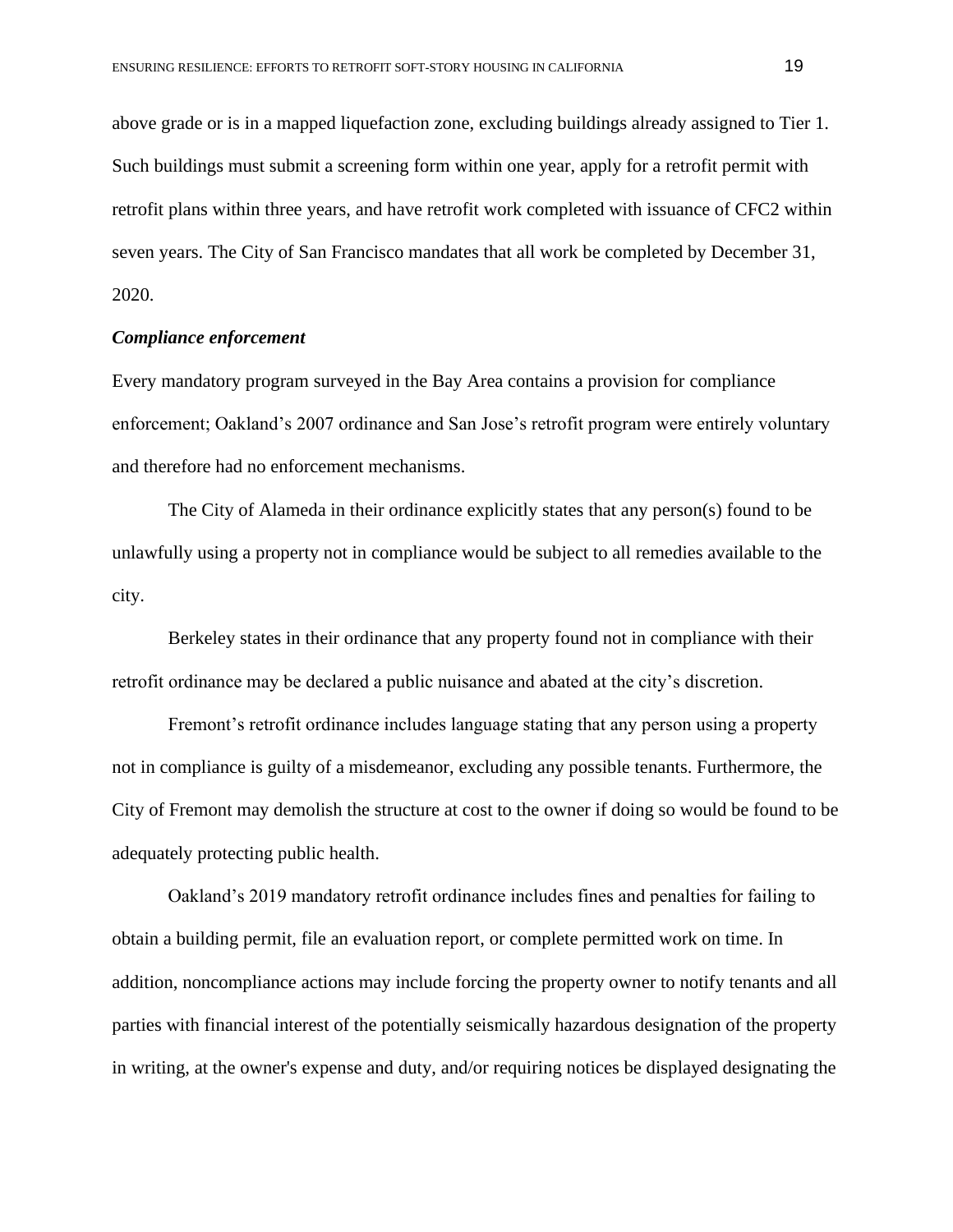above grade or is in a mapped liquefaction zone, excluding buildings already assigned to Tier 1. Such buildings must submit a screening form within one year, apply for a retrofit permit with retrofit plans within three years, and have retrofit work completed with issuance of CFC2 within seven years. The City of San Francisco mandates that all work be completed by December 31, 2020.

***Compliance enforcement***

Every mandatory program surveyed in the Bay Area contains a provision for compliance enforcement; Oakland's 2007 ordinance and San Jose's retrofit program were entirely voluntary and therefore had no enforcement mechanisms.

The City of Alameda in their ordinance explicitly states that any person(s) found to be unlawfully using a property not in compliance would be subject to all remedies available to the city.

Berkeley states in their ordinance that any property found not in compliance with their retrofit ordinance may be declared a public nuisance and abated at the city's discretion.

Fremont's retrofit ordinance includes language stating that any person using a property not in compliance is guilty of a misdemeanor, excluding any possible tenants. Furthermore, the City of Fremont may demolish the structure at cost to the owner if doing so would be found to be adequately protecting public health.

Oakland's 2019 mandatory retrofit ordinance includes fines and penalties for failing to obtain a building permit, file an evaluation report, or complete permitted work on time. In addition, noncompliance actions may include forcing the property owner to notify tenants and all parties with financial interest of the potentially seismically hazardous designation of the property in writing, at the owner's expense and duty, and/or requiring notices be displayed designating the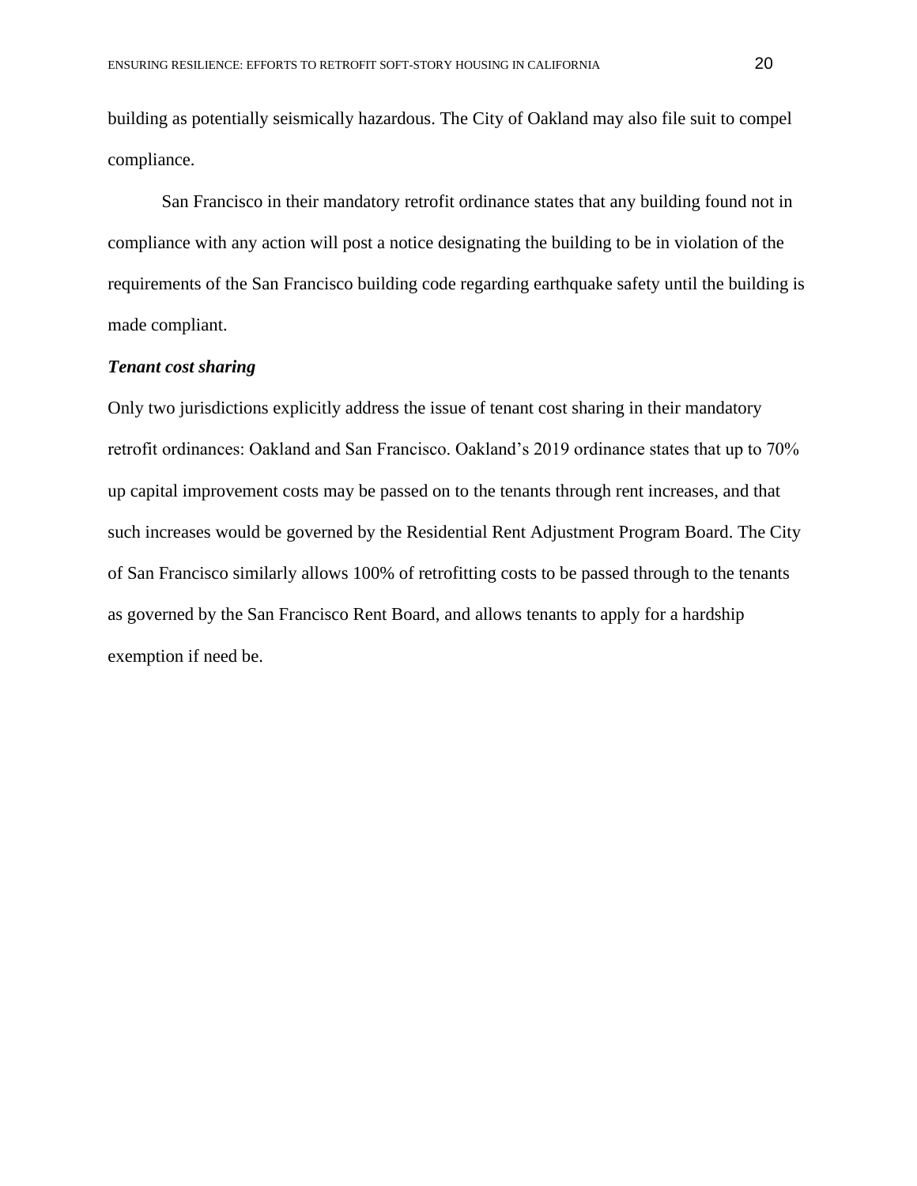building as potentially seismically hazardous. The City of Oakland may also file suit to compel compliance.

San Francisco in their mandatory retrofit ordinance states that any building found not in compliance with any action will post a notice designating the building to be in violation of the requirements of the San Francisco building code regarding earthquake safety until the building is made compliant.

***Tenant cost sharing***

Only two jurisdictions explicitly address the issue of tenant cost sharing in their mandatory retrofit ordinances: Oakland and San Francisco. Oakland's 2019 ordinance states that up to 70% up capital improvement costs may be passed on to the tenants through rent increases, and that such increases would be governed by the Residential Rent Adjustment Program Board. The City of San Francisco similarly allows 100% of retrofitting costs to be passed through to the tenants as governed by the San Francisco Rent Board, and allows tenants to apply for a hardship exemption if need be.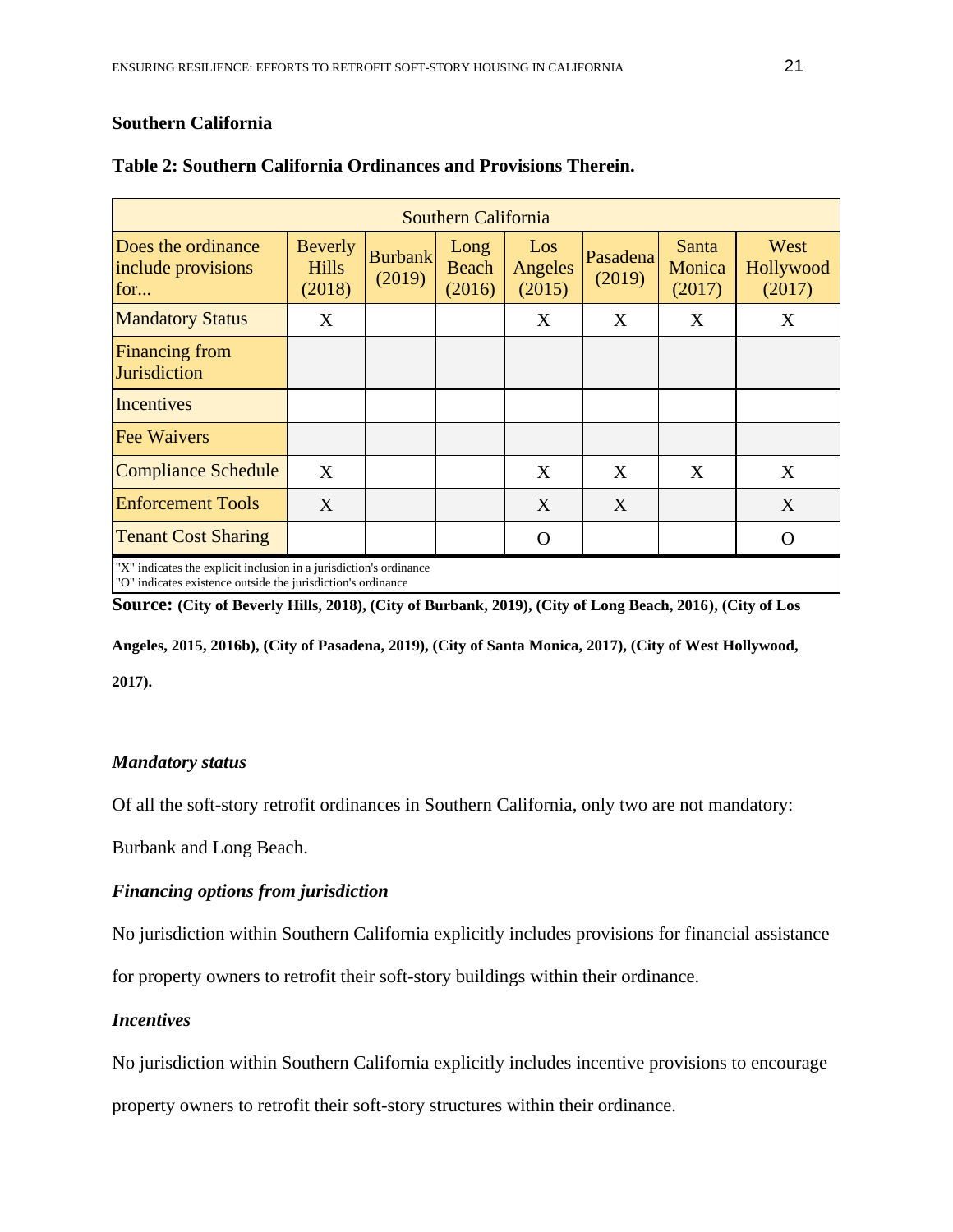## Southern California

**Table 2: Southern California Ordinances and Provisions Therein.**

| Southern California | | | | | | | |
|---|---|---|---|---|---|---|---|
| Does the ordinance include provisions for... | Beverly Hills (2018) | Burbank (2019) | Long Beach (2016) | Los Angeles (2015) | Pasadena (2019) | Santa Monica (2017) | West Hollywood (2017) |
| Mandatory Status | X | | | X | X | X | X |
| Financing from Jurisdiction | | | | | | | |
| Incentives | | | | | | | |
| Fee Waivers | | | | | | | |
| Compliance Schedule | X | | | X | X | X | X |
| Enforcement Tools | X | | | X | X | | X |
| Tenant Cost Sharing | | | | O | | | O |

"X" indicates the explicit inclusion in a jurisdiction's ordinance
"O" indicates existence outside the jurisdiction's ordinance

**Source: (City of Beverly Hills, 2018), (City of Burbank, 2019), (City of Long Beach, 2016), (City of Los Angeles, 2015, 2016b), (City of Pasadena, 2019), (City of Santa Monica, 2017), (City of West Hollywood, 2017).**

### *Mandatory status*

Of all the soft-story retrofit ordinances in Southern California, only two are not mandatory: Burbank and Long Beach.

### *Financing options from jurisdiction*

No jurisdiction within Southern California explicitly includes provisions for financial assistance for property owners to retrofit their soft-story buildings within their ordinance.

### *Incentives*

No jurisdiction within Southern California explicitly includes incentive provisions to encourage property owners to retrofit their soft-story structures within their ordinance.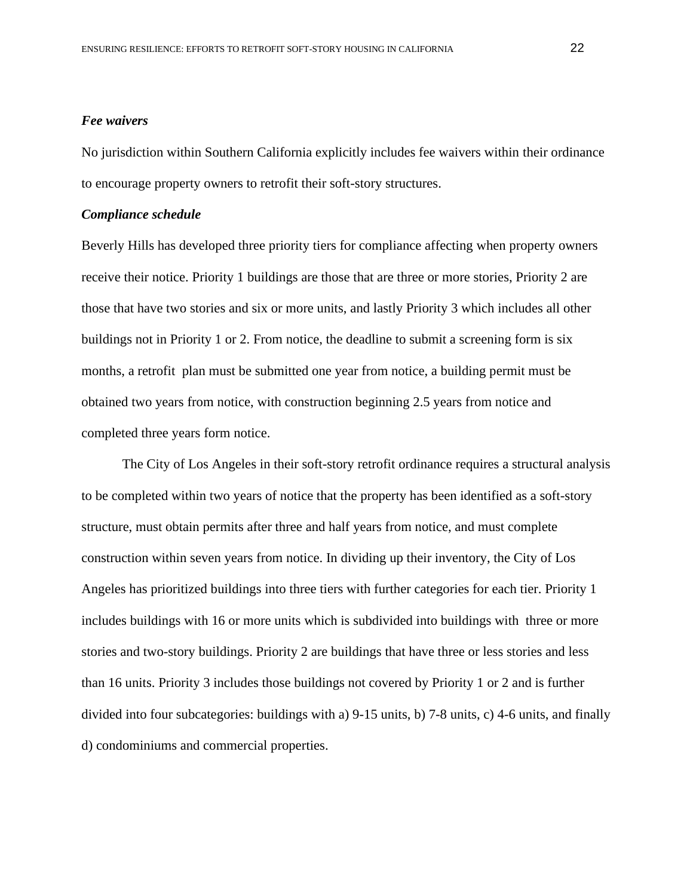***Fee waivers***

No jurisdiction within Southern California explicitly includes fee waivers within their ordinance to encourage property owners to retrofit their soft-story structures.

***Compliance schedule***

Beverly Hills has developed three priority tiers for compliance affecting when property owners receive their notice. Priority 1 buildings are those that are three or more stories, Priority 2 are those that have two stories and six or more units, and lastly Priority 3 which includes all other buildings not in Priority 1 or 2. From notice, the deadline to submit a screening form is six months, a retrofit plan must be submitted one year from notice, a building permit must be obtained two years from notice, with construction beginning 2.5 years from notice and completed three years form notice.

The City of Los Angeles in their soft-story retrofit ordinance requires a structural analysis to be completed within two years of notice that the property has been identified as a soft-story structure, must obtain permits after three and half years from notice, and must complete construction within seven years from notice. In dividing up their inventory, the City of Los Angeles has prioritized buildings into three tiers with further categories for each tier. Priority 1 includes buildings with 16 or more units which is subdivided into buildings with three or more stories and two-story buildings. Priority 2 are buildings that have three or less stories and less than 16 units. Priority 3 includes those buildings not covered by Priority 1 or 2 and is further divided into four subcategories: buildings with a) 9-15 units, b) 7-8 units, c) 4-6 units, and finally d) condominiums and commercial properties.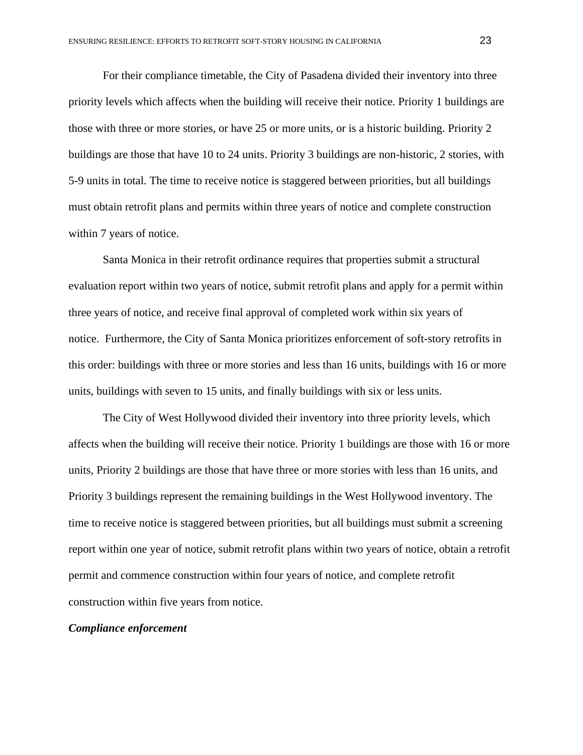For their compliance timetable, the City of Pasadena divided their inventory into three priority levels which affects when the building will receive their notice. Priority 1 buildings are those with three or more stories, or have 25 or more units, or is a historic building. Priority 2 buildings are those that have 10 to 24 units. Priority 3 buildings are non-historic, 2 stories, with 5-9 units in total. The time to receive notice is staggered between priorities, but all buildings must obtain retrofit plans and permits within three years of notice and complete construction within 7 years of notice.

Santa Monica in their retrofit ordinance requires that properties submit a structural evaluation report within two years of notice, submit retrofit plans and apply for a permit within three years of notice, and receive final approval of completed work within six years of notice. Furthermore, the City of Santa Monica prioritizes enforcement of soft-story retrofits in this order: buildings with three or more stories and less than 16 units, buildings with 16 or more units, buildings with seven to 15 units, and finally buildings with six or less units.

The City of West Hollywood divided their inventory into three priority levels, which affects when the building will receive their notice. Priority 1 buildings are those with 16 or more units, Priority 2 buildings are those that have three or more stories with less than 16 units, and Priority 3 buildings represent the remaining buildings in the West Hollywood inventory. The time to receive notice is staggered between priorities, but all buildings must submit a screening report within one year of notice, submit retrofit plans within two years of notice, obtain a retrofit permit and commence construction within four years of notice, and complete retrofit construction within five years from notice.

***Compliance enforcement***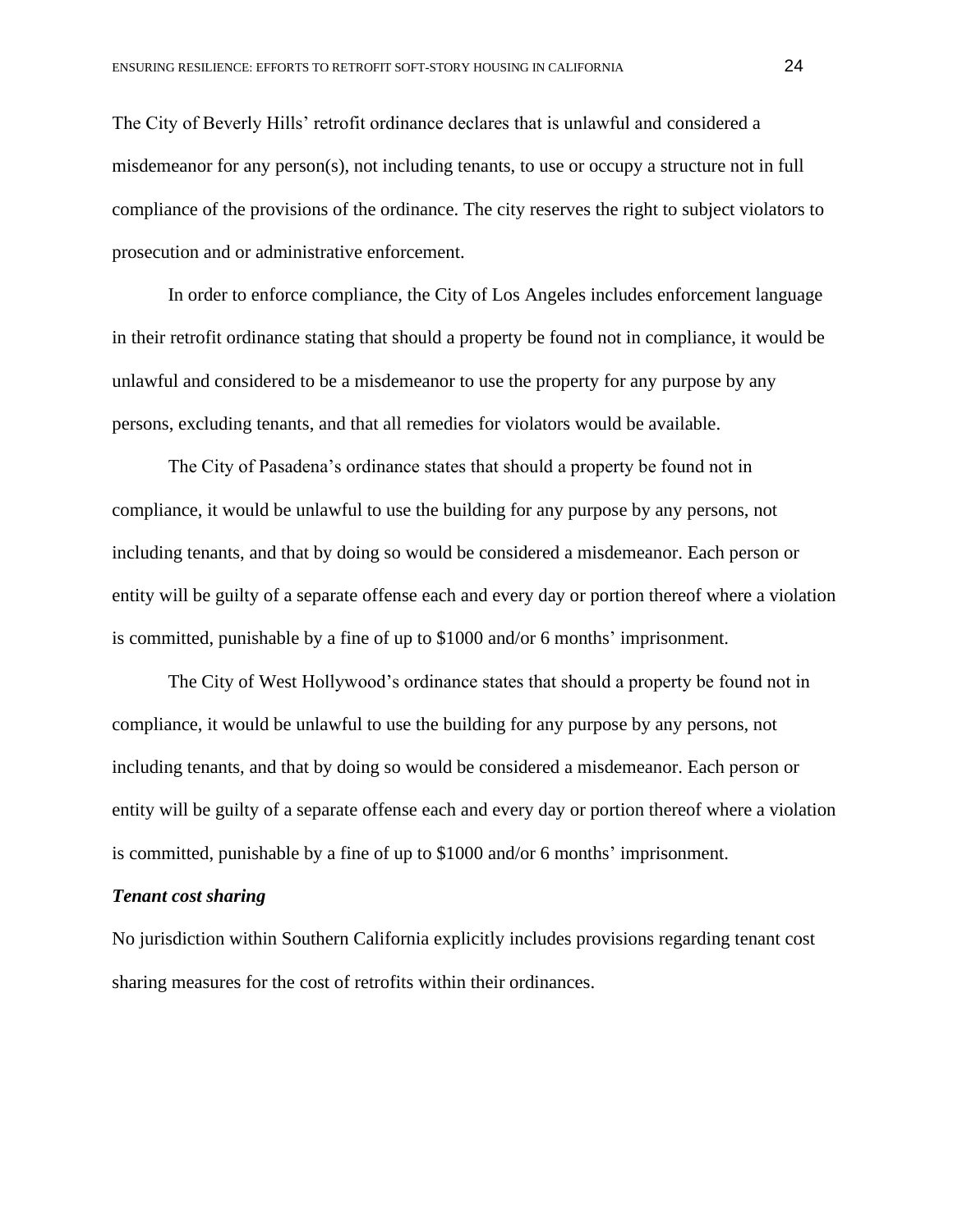The City of Beverly Hills' retrofit ordinance declares that is unlawful and considered a misdemeanor for any person(s), not including tenants, to use or occupy a structure not in full compliance of the provisions of the ordinance. The city reserves the right to subject violators to prosecution and or administrative enforcement.

In order to enforce compliance, the City of Los Angeles includes enforcement language in their retrofit ordinance stating that should a property be found not in compliance, it would be unlawful and considered to be a misdemeanor to use the property for any purpose by any persons, excluding tenants, and that all remedies for violators would be available.

The City of Pasadena's ordinance states that should a property be found not in compliance, it would be unlawful to use the building for any purpose by any persons, not including tenants, and that by doing so would be considered a misdemeanor. Each person or entity will be guilty of a separate offense each and every day or portion thereof where a violation is committed, punishable by a fine of up to $1000 and/or 6 months' imprisonment.

The City of West Hollywood's ordinance states that should a property be found not in compliance, it would be unlawful to use the building for any purpose by any persons, not including tenants, and that by doing so would be considered a misdemeanor. Each person or entity will be guilty of a separate offense each and every day or portion thereof where a violation is committed, punishable by a fine of up to $1000 and/or 6 months' imprisonment.

***Tenant cost sharing***

No jurisdiction within Southern California explicitly includes provisions regarding tenant cost sharing measures for the cost of retrofits within their ordinances.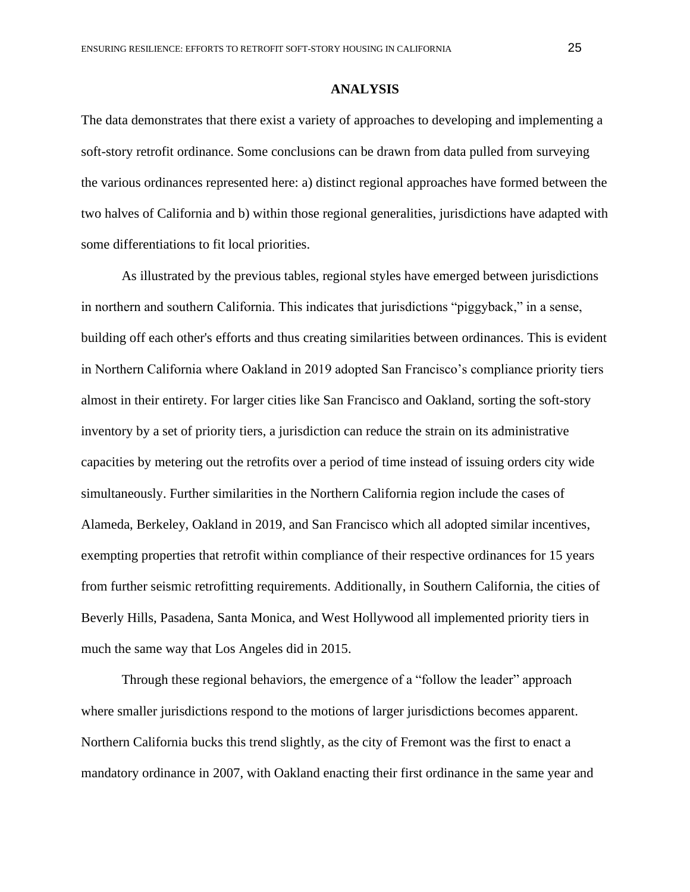## ANALYSIS

The data demonstrates that there exist a variety of approaches to developing and implementing a soft-story retrofit ordinance. Some conclusions can be drawn from data pulled from surveying the various ordinances represented here: a) distinct regional approaches have formed between the two halves of California and b) within those regional generalities, jurisdictions have adapted with some differentiations to fit local priorities.

As illustrated by the previous tables, regional styles have emerged between jurisdictions in northern and southern California. This indicates that jurisdictions "piggyback," in a sense, building off each other's efforts and thus creating similarities between ordinances. This is evident in Northern California where Oakland in 2019 adopted San Francisco's compliance priority tiers almost in their entirety. For larger cities like San Francisco and Oakland, sorting the soft-story inventory by a set of priority tiers, a jurisdiction can reduce the strain on its administrative capacities by metering out the retrofits over a period of time instead of issuing orders city wide simultaneously. Further similarities in the Northern California region include the cases of Alameda, Berkeley, Oakland in 2019, and San Francisco which all adopted similar incentives, exempting properties that retrofit within compliance of their respective ordinances for 15 years from further seismic retrofitting requirements. Additionally, in Southern California, the cities of Beverly Hills, Pasadena, Santa Monica, and West Hollywood all implemented priority tiers in much the same way that Los Angeles did in 2015.

Through these regional behaviors, the emergence of a "follow the leader" approach where smaller jurisdictions respond to the motions of larger jurisdictions becomes apparent. Northern California bucks this trend slightly, as the city of Fremont was the first to enact a mandatory ordinance in 2007, with Oakland enacting their first ordinance in the same year and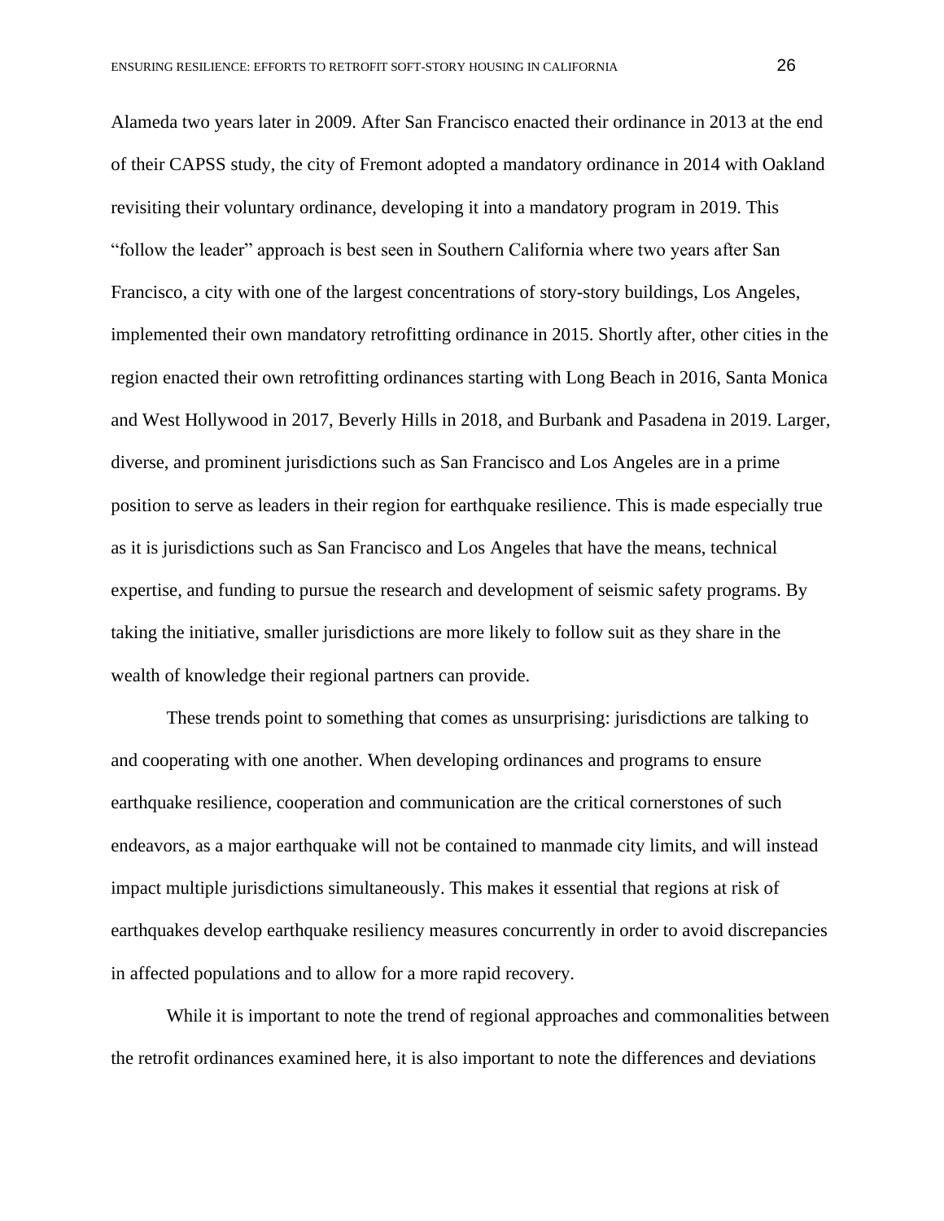Alameda two years later in 2009. After San Francisco enacted their ordinance in 2013 at the end of their CAPSS study, the city of Fremont adopted a mandatory ordinance in 2014 with Oakland revisiting their voluntary ordinance, developing it into a mandatory program in 2019. This "follow the leader" approach is best seen in Southern California where two years after San Francisco, a city with one of the largest concentrations of story-story buildings, Los Angeles, implemented their own mandatory retrofitting ordinance in 2015. Shortly after, other cities in the region enacted their own retrofitting ordinances starting with Long Beach in 2016, Santa Monica and West Hollywood in 2017, Beverly Hills in 2018, and Burbank and Pasadena in 2019. Larger, diverse, and prominent jurisdictions such as San Francisco and Los Angeles are in a prime position to serve as leaders in their region for earthquake resilience. This is made especially true as it is jurisdictions such as San Francisco and Los Angeles that have the means, technical expertise, and funding to pursue the research and development of seismic safety programs. By taking the initiative, smaller jurisdictions are more likely to follow suit as they share in the wealth of knowledge their regional partners can provide.

These trends point to something that comes as unsurprising: jurisdictions are talking to and cooperating with one another. When developing ordinances and programs to ensure earthquake resilience, cooperation and communication are the critical cornerstones of such endeavors, as a major earthquake will not be contained to manmade city limits, and will instead impact multiple jurisdictions simultaneously. This makes it essential that regions at risk of earthquakes develop earthquake resiliency measures concurrently in order to avoid discrepancies in affected populations and to allow for a more rapid recovery.

While it is important to note the trend of regional approaches and commonalities between the retrofit ordinances examined here, it is also important to note the differences and deviations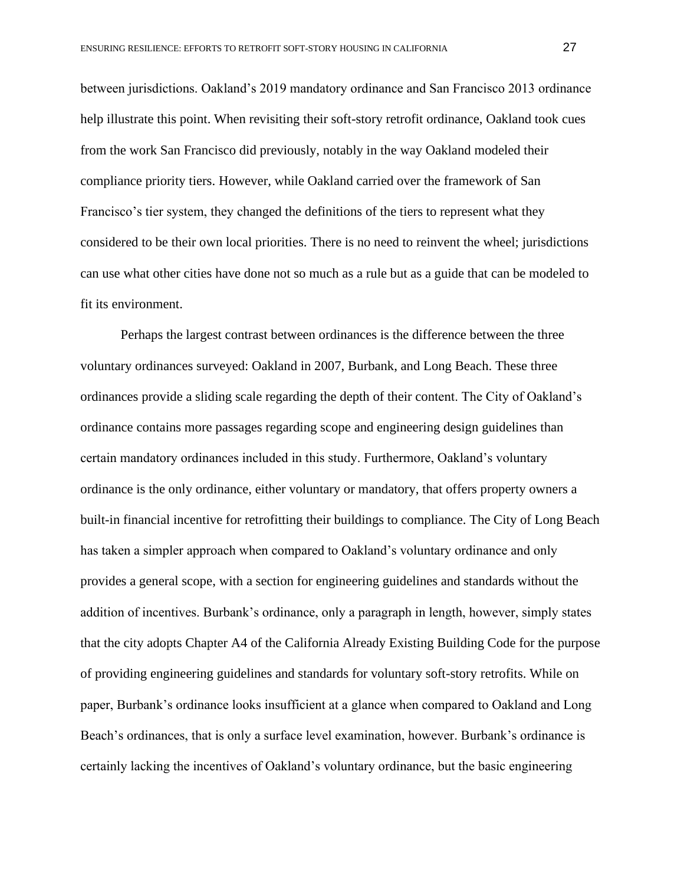between jurisdictions. Oakland's 2019 mandatory ordinance and San Francisco 2013 ordinance help illustrate this point. When revisiting their soft-story retrofit ordinance, Oakland took cues from the work San Francisco did previously, notably in the way Oakland modeled their compliance priority tiers. However, while Oakland carried over the framework of San Francisco's tier system, they changed the definitions of the tiers to represent what they considered to be their own local priorities. There is no need to reinvent the wheel; jurisdictions can use what other cities have done not so much as a rule but as a guide that can be modeled to fit its environment.

Perhaps the largest contrast between ordinances is the difference between the three voluntary ordinances surveyed: Oakland in 2007, Burbank, and Long Beach. These three ordinances provide a sliding scale regarding the depth of their content. The City of Oakland's ordinance contains more passages regarding scope and engineering design guidelines than certain mandatory ordinances included in this study. Furthermore, Oakland's voluntary ordinance is the only ordinance, either voluntary or mandatory, that offers property owners a built-in financial incentive for retrofitting their buildings to compliance. The City of Long Beach has taken a simpler approach when compared to Oakland's voluntary ordinance and only provides a general scope, with a section for engineering guidelines and standards without the addition of incentives. Burbank's ordinance, only a paragraph in length, however, simply states that the city adopts Chapter A4 of the California Already Existing Building Code for the purpose of providing engineering guidelines and standards for voluntary soft-story retrofits. While on paper, Burbank's ordinance looks insufficient at a glance when compared to Oakland and Long Beach's ordinances, that is only a surface level examination, however. Burbank's ordinance is certainly lacking the incentives of Oakland's voluntary ordinance, but the basic engineering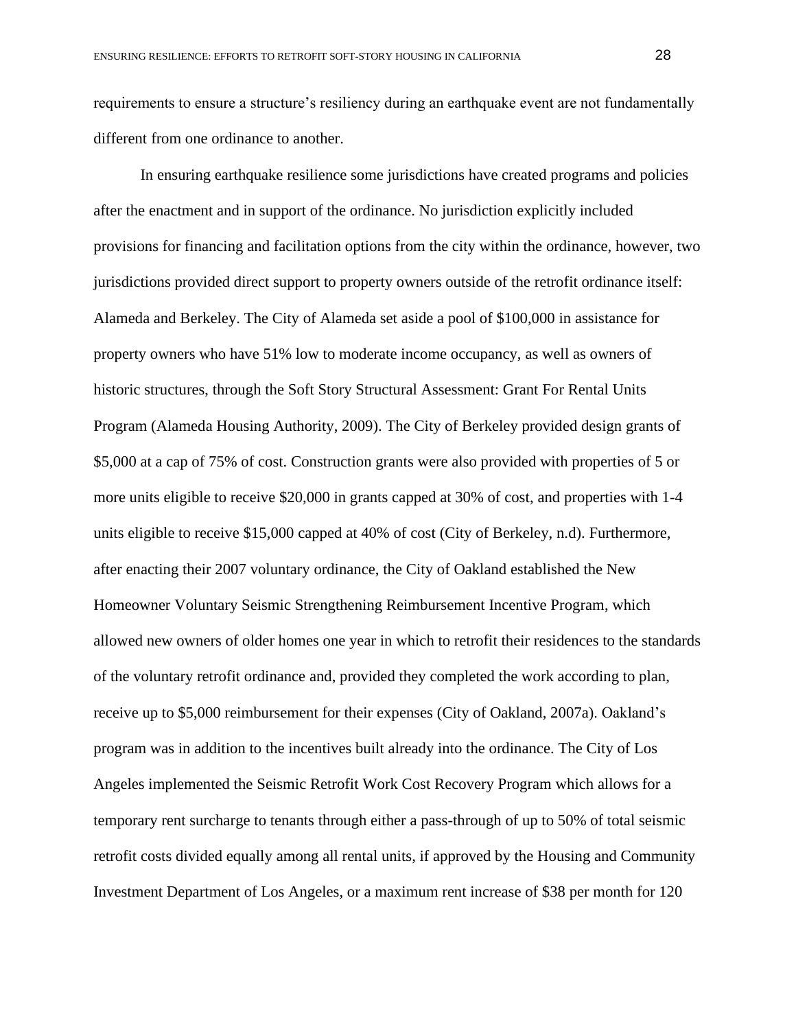requirements to ensure a structure's resiliency during an earthquake event are not fundamentally different from one ordinance to another.

In ensuring earthquake resilience some jurisdictions have created programs and policies after the enactment and in support of the ordinance. No jurisdiction explicitly included provisions for financing and facilitation options from the city within the ordinance, however, two jurisdictions provided direct support to property owners outside of the retrofit ordinance itself: Alameda and Berkeley. The City of Alameda set aside a pool of $100,000 in assistance for property owners who have 51% low to moderate income occupancy, as well as owners of historic structures, through the Soft Story Structural Assessment: Grant For Rental Units Program (Alameda Housing Authority, 2009). The City of Berkeley provided design grants of $5,000 at a cap of 75% of cost. Construction grants were also provided with properties of 5 or more units eligible to receive $20,000 in grants capped at 30% of cost, and properties with 1-4 units eligible to receive $15,000 capped at 40% of cost (City of Berkeley, n.d). Furthermore, after enacting their 2007 voluntary ordinance, the City of Oakland established the New Homeowner Voluntary Seismic Strengthening Reimbursement Incentive Program, which allowed new owners of older homes one year in which to retrofit their residences to the standards of the voluntary retrofit ordinance and, provided they completed the work according to plan, receive up to $5,000 reimbursement for their expenses (City of Oakland, 2007a). Oakland's program was in addition to the incentives built already into the ordinance. The City of Los Angeles implemented the Seismic Retrofit Work Cost Recovery Program which allows for a temporary rent surcharge to tenants through either a pass-through of up to 50% of total seismic retrofit costs divided equally among all rental units, if approved by the Housing and Community Investment Department of Los Angeles, or a maximum rent increase of $38 per month for 120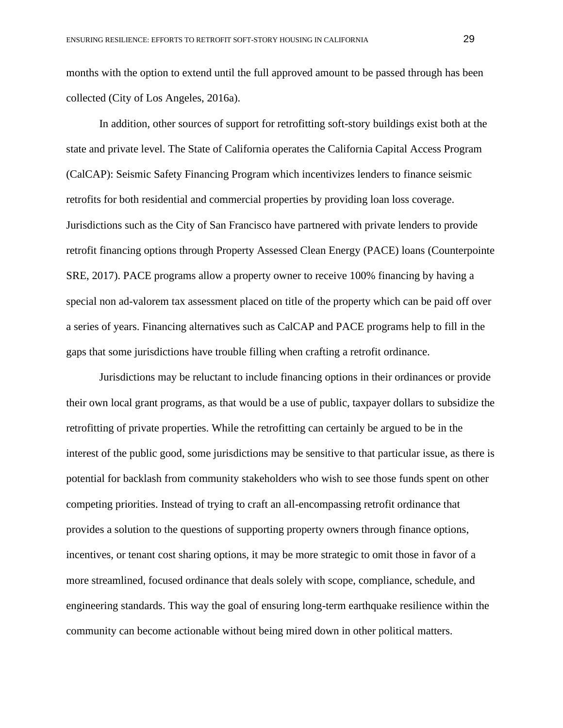months with the option to extend until the full approved amount to be passed through has been collected (City of Los Angeles, 2016a).

In addition, other sources of support for retrofitting soft-story buildings exist both at the state and private level. The State of California operates the California Capital Access Program (CalCAP): Seismic Safety Financing Program which incentivizes lenders to finance seismic retrofits for both residential and commercial properties by providing loan loss coverage. Jurisdictions such as the City of San Francisco have partnered with private lenders to provide retrofit financing options through Property Assessed Clean Energy (PACE) loans (Counterpointe SRE, 2017). PACE programs allow a property owner to receive 100% financing by having a special non ad-valorem tax assessment placed on title of the property which can be paid off over a series of years. Financing alternatives such as CalCAP and PACE programs help to fill in the gaps that some jurisdictions have trouble filling when crafting a retrofit ordinance.

Jurisdictions may be reluctant to include financing options in their ordinances or provide their own local grant programs, as that would be a use of public, taxpayer dollars to subsidize the retrofitting of private properties. While the retrofitting can certainly be argued to be in the interest of the public good, some jurisdictions may be sensitive to that particular issue, as there is potential for backlash from community stakeholders who wish to see those funds spent on other competing priorities. Instead of trying to craft an all-encompassing retrofit ordinance that provides a solution to the questions of supporting property owners through finance options, incentives, or tenant cost sharing options, it may be more strategic to omit those in favor of a more streamlined, focused ordinance that deals solely with scope, compliance, schedule, and engineering standards. This way the goal of ensuring long-term earthquake resilience within the community can become actionable without being mired down in other political matters.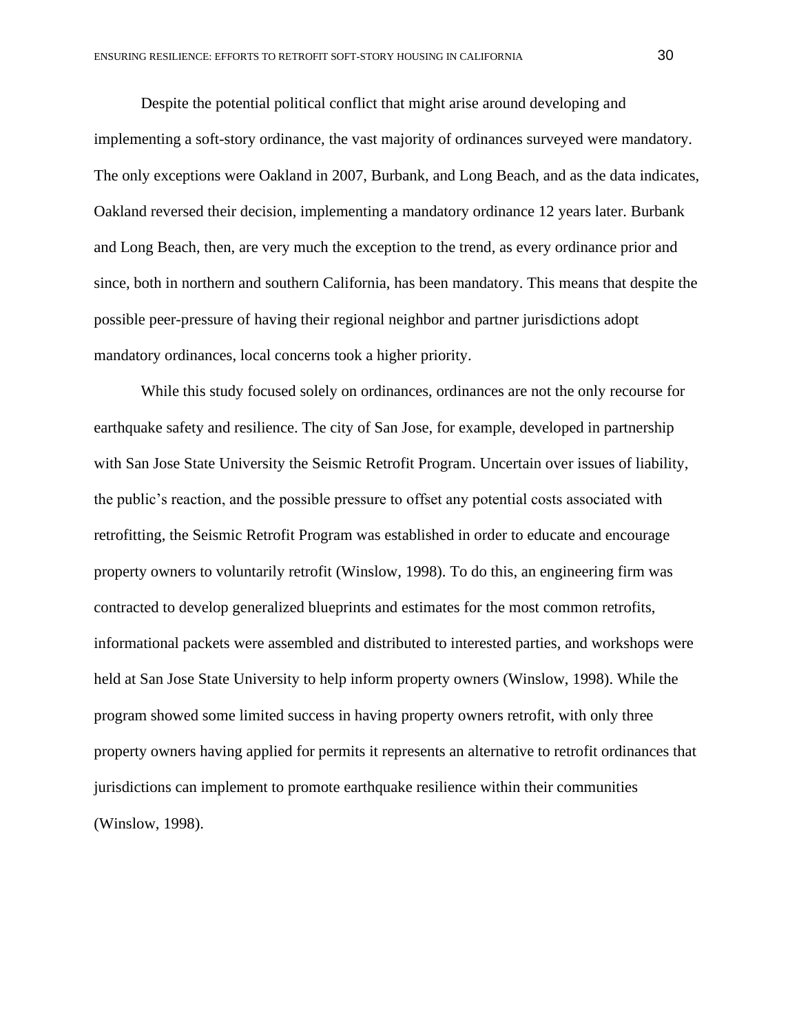Despite the potential political conflict that might arise around developing and implementing a soft-story ordinance, the vast majority of ordinances surveyed were mandatory. The only exceptions were Oakland in 2007, Burbank, and Long Beach, and as the data indicates, Oakland reversed their decision, implementing a mandatory ordinance 12 years later. Burbank and Long Beach, then, are very much the exception to the trend, as every ordinance prior and since, both in northern and southern California, has been mandatory. This means that despite the possible peer-pressure of having their regional neighbor and partner jurisdictions adopt mandatory ordinances, local concerns took a higher priority.

While this study focused solely on ordinances, ordinances are not the only recourse for earthquake safety and resilience. The city of San Jose, for example, developed in partnership with San Jose State University the Seismic Retrofit Program. Uncertain over issues of liability, the public's reaction, and the possible pressure to offset any potential costs associated with retrofitting, the Seismic Retrofit Program was established in order to educate and encourage property owners to voluntarily retrofit (Winslow, 1998). To do this, an engineering firm was contracted to develop generalized blueprints and estimates for the most common retrofits, informational packets were assembled and distributed to interested parties, and workshops were held at San Jose State University to help inform property owners (Winslow, 1998). While the program showed some limited success in having property owners retrofit, with only three property owners having applied for permits it represents an alternative to retrofit ordinances that jurisdictions can implement to promote earthquake resilience within their communities (Winslow, 1998).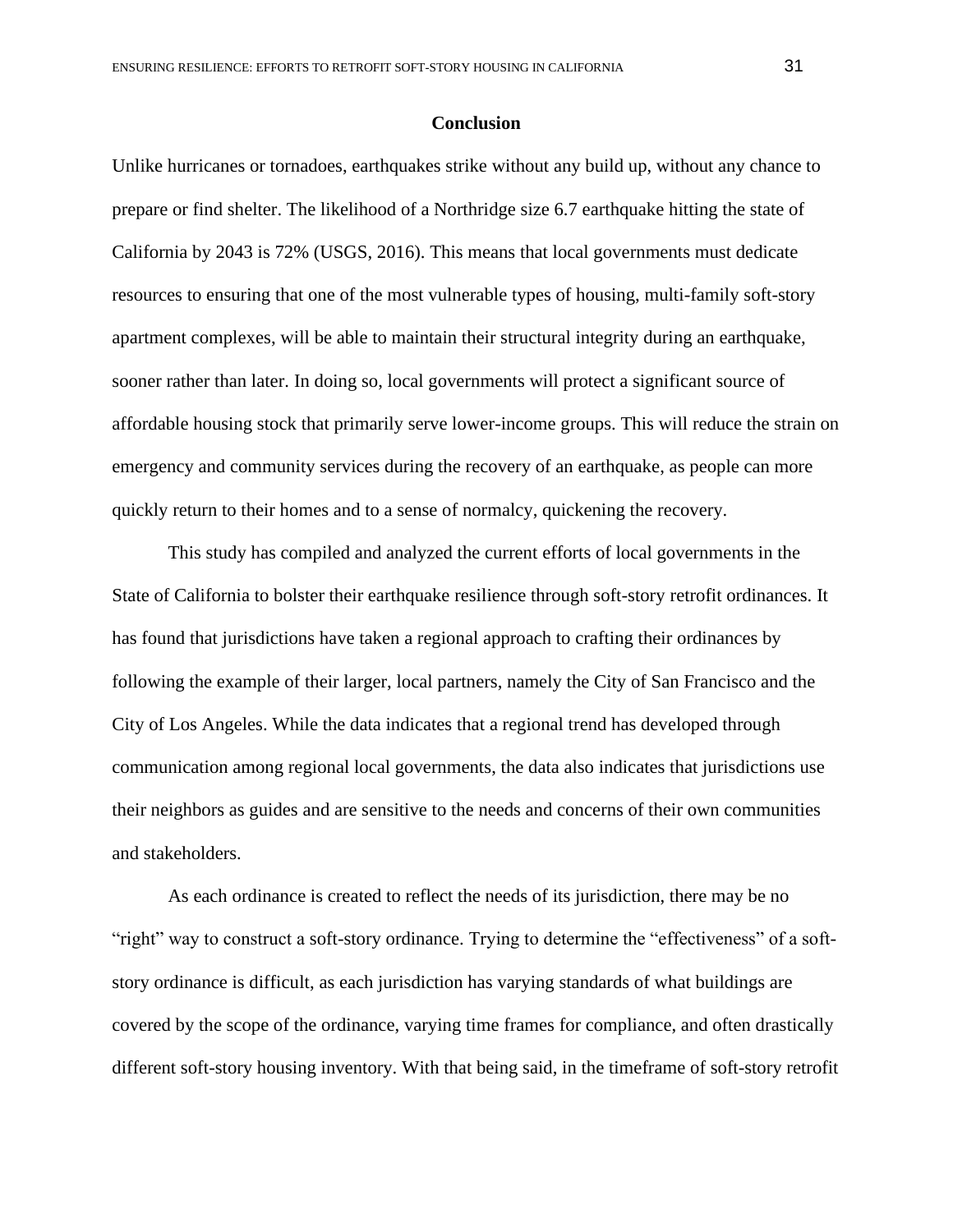## Conclusion

Unlike hurricanes or tornadoes, earthquakes strike without any build up, without any chance to prepare or find shelter. The likelihood of a Northridge size 6.7 earthquake hitting the state of California by 2043 is 72% (USGS, 2016). This means that local governments must dedicate resources to ensuring that one of the most vulnerable types of housing, multi-family soft-story apartment complexes, will be able to maintain their structural integrity during an earthquake, sooner rather than later. In doing so, local governments will protect a significant source of affordable housing stock that primarily serve lower-income groups. This will reduce the strain on emergency and community services during the recovery of an earthquake, as people can more quickly return to their homes and to a sense of normalcy, quickening the recovery.

This study has compiled and analyzed the current efforts of local governments in the State of California to bolster their earthquake resilience through soft-story retrofit ordinances. It has found that jurisdictions have taken a regional approach to crafting their ordinances by following the example of their larger, local partners, namely the City of San Francisco and the City of Los Angeles. While the data indicates that a regional trend has developed through communication among regional local governments, the data also indicates that jurisdictions use their neighbors as guides and are sensitive to the needs and concerns of their own communities and stakeholders.

As each ordinance is created to reflect the needs of its jurisdiction, there may be no "right" way to construct a soft-story ordinance. Trying to determine the "effectiveness" of a soft-story ordinance is difficult, as each jurisdiction has varying standards of what buildings are covered by the scope of the ordinance, varying time frames for compliance, and often drastically different soft-story housing inventory. With that being said, in the timeframe of soft-story retrofit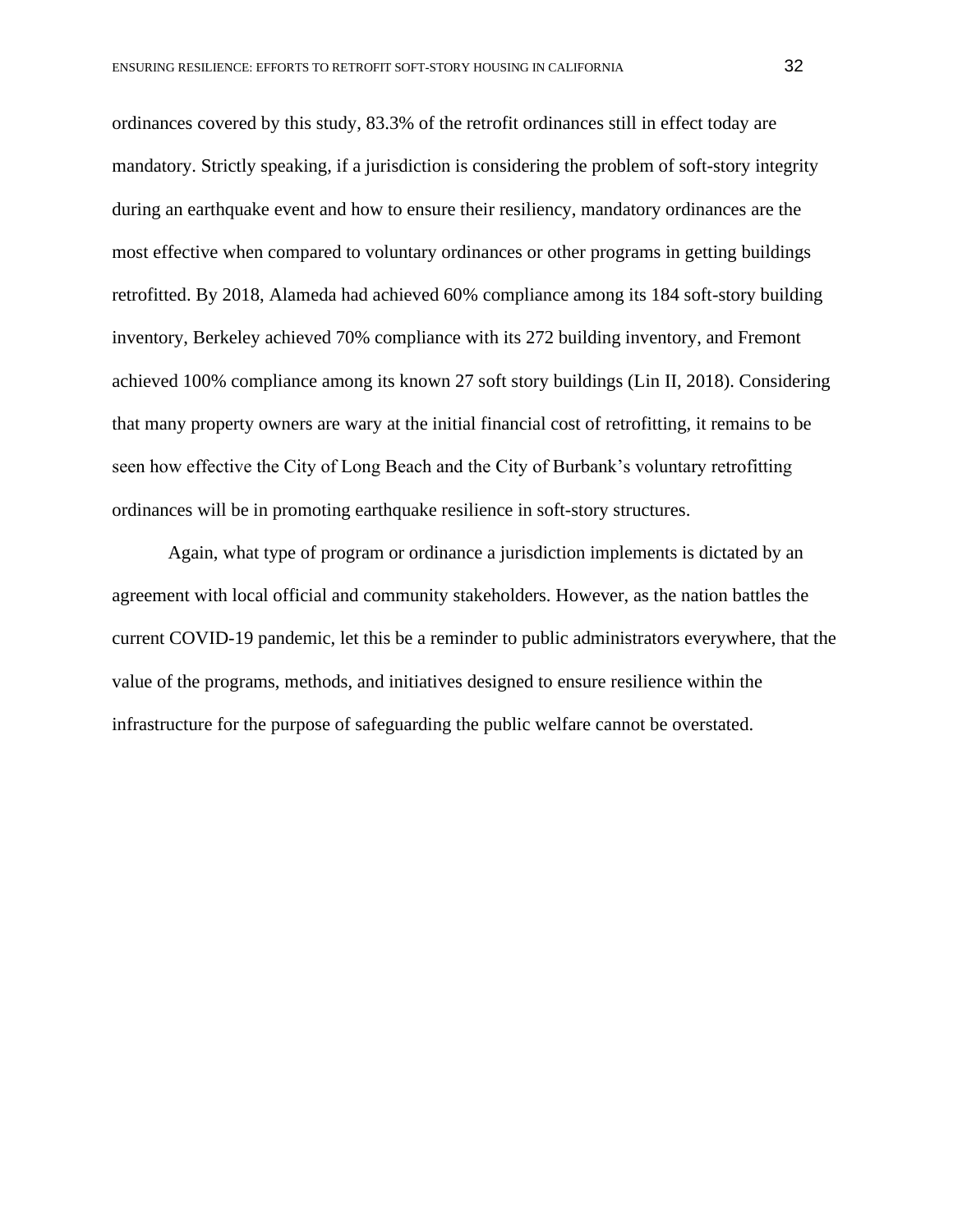ordinances covered by this study, 83.3% of the retrofit ordinances still in effect today are mandatory. Strictly speaking, if a jurisdiction is considering the problem of soft-story integrity during an earthquake event and how to ensure their resiliency, mandatory ordinances are the most effective when compared to voluntary ordinances or other programs in getting buildings retrofitted. By 2018, Alameda had achieved 60% compliance among its 184 soft-story building inventory, Berkeley achieved 70% compliance with its 272 building inventory, and Fremont achieved 100% compliance among its known 27 soft story buildings (Lin II, 2018). Considering that many property owners are wary at the initial financial cost of retrofitting, it remains to be seen how effective the City of Long Beach and the City of Burbank's voluntary retrofitting ordinances will be in promoting earthquake resilience in soft-story structures.

Again, what type of program or ordinance a jurisdiction implements is dictated by an agreement with local official and community stakeholders. However, as the nation battles the current COVID-19 pandemic, let this be a reminder to public administrators everywhere, that the value of the programs, methods, and initiatives designed to ensure resilience within the infrastructure for the purpose of safeguarding the public welfare cannot be overstated.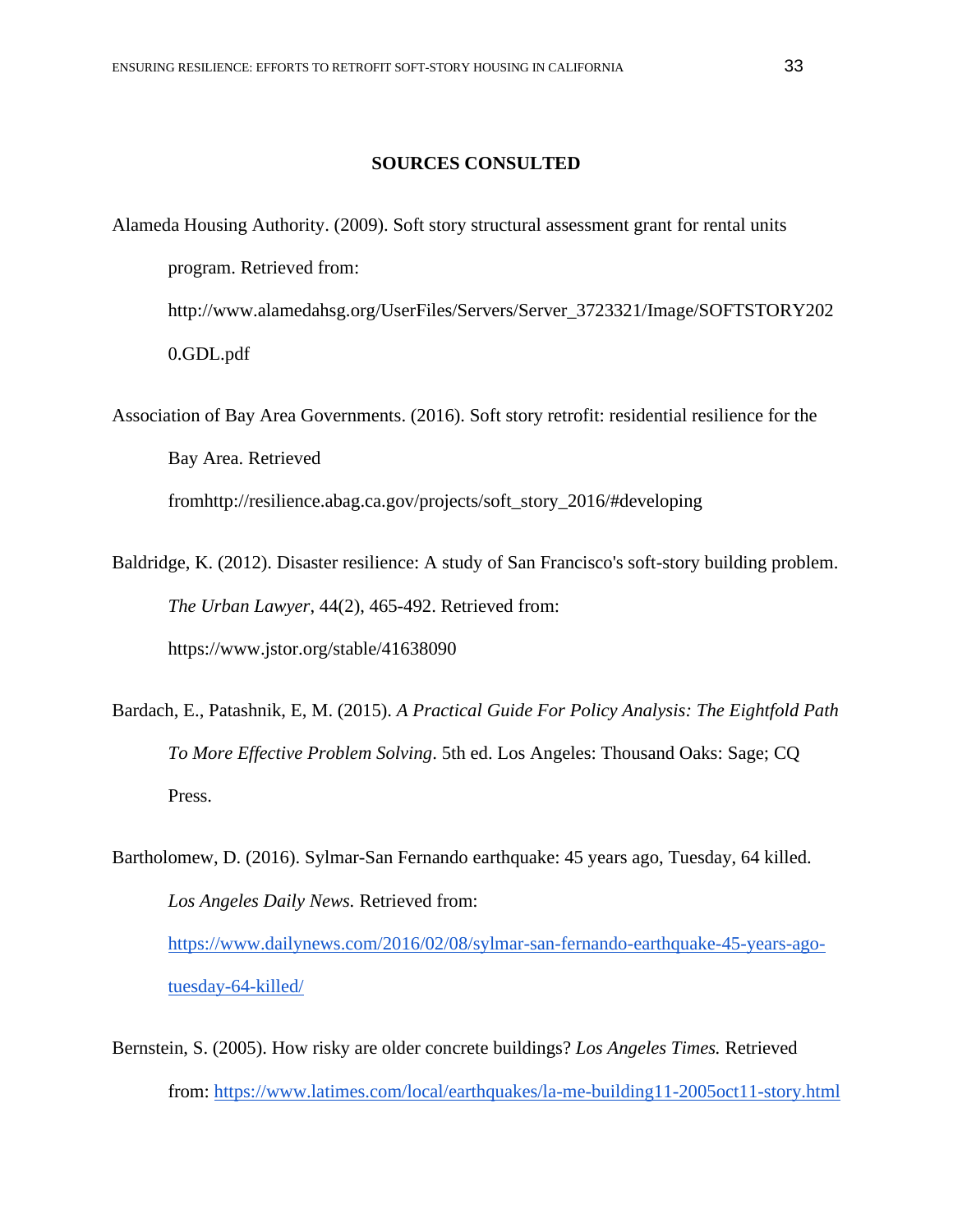## SOURCES CONSULTED

Alameda Housing Authority. (2009). Soft story structural assessment grant for rental units program. Retrieved from: http://www.alamedahsg.org/UserFiles/Servers/Server_3723321/Image/SOFTSTORY2020.GDL.pdf

Association of Bay Area Governments. (2016). Soft story retrofit: residential resilience for the Bay Area. Retrieved fromhttp://resilience.abag.ca.gov/projects/soft_story_2016/#developing

Baldridge, K. (2012). Disaster resilience: A study of San Francisco's soft-story building problem. *The Urban Lawyer*, 44(2), 465-492. Retrieved from: https://www.jstor.org/stable/41638090

Bardach, E., Patashnik, E, M. (2015). *A Practical Guide For Policy Analysis: The Eightfold Path To More Effective Problem Solving*. 5th ed. Los Angeles: Thousand Oaks: Sage; CQ Press.

Bartholomew, D. (2016). Sylmar-San Fernando earthquake: 45 years ago, Tuesday, 64 killed. *Los Angeles Daily News.* Retrieved from: https://www.dailynews.com/2016/02/08/sylmar-san-fernando-earthquake-45-years-ago-tuesday-64-killed/

Bernstein, S. (2005). How risky are older concrete buildings? *Los Angeles Times.* Retrieved from: https://www.latimes.com/local/earthquakes/la-me-building11-2005oct11-story.html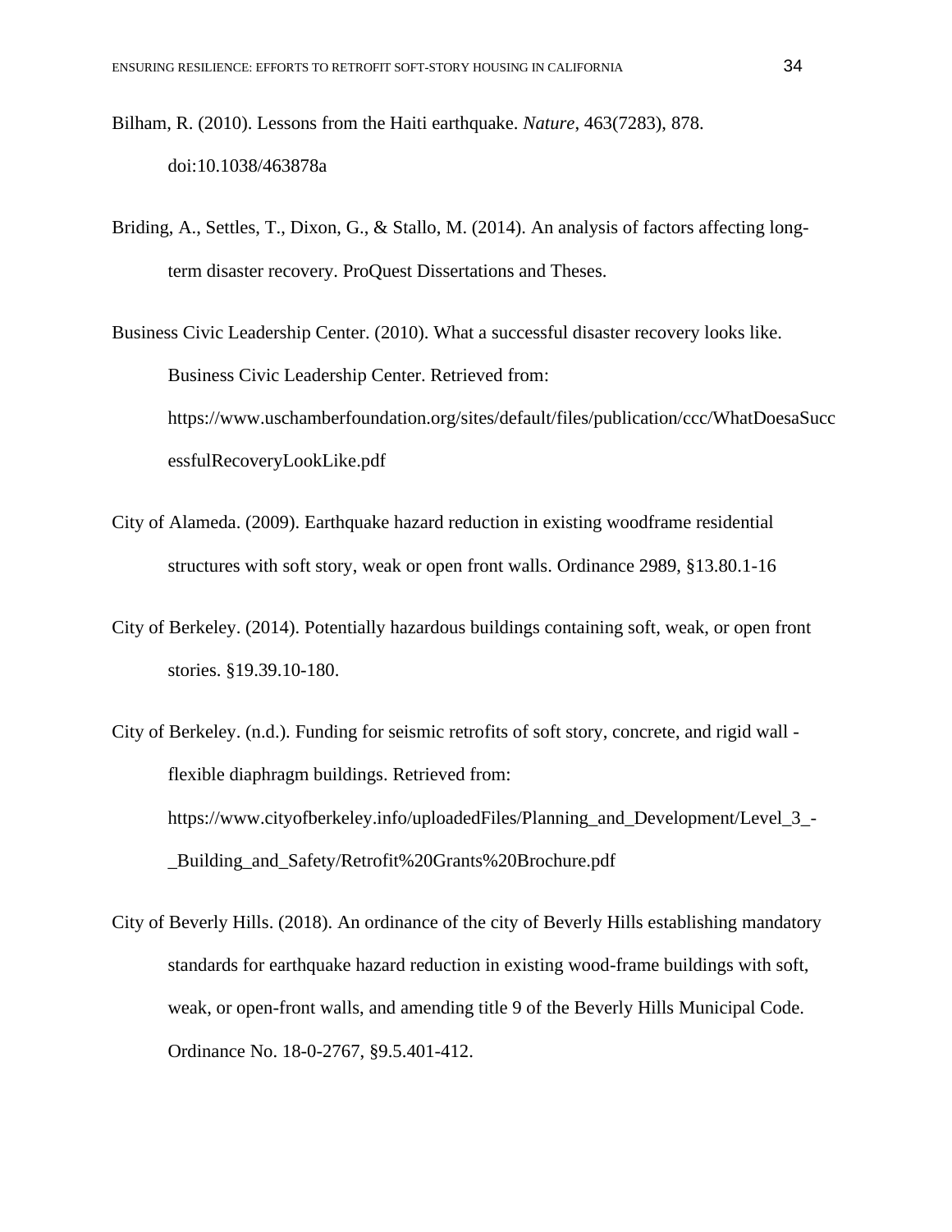Bilham, R. (2010). Lessons from the Haiti earthquake. *Nature*, 463(7283), 878. doi:10.1038/463878a

Briding, A., Settles, T., Dixon, G., & Stallo, M. (2014). An analysis of factors affecting long-term disaster recovery. ProQuest Dissertations and Theses.

Business Civic Leadership Center. (2010). What a successful disaster recovery looks like. Business Civic Leadership Center. Retrieved from: https://www.uschamberfoundation.org/sites/default/files/publication/ccc/WhatDoesaSuccessfulRecoveryLookLike.pdf

City of Alameda. (2009). Earthquake hazard reduction in existing woodframe residential structures with soft story, weak or open front walls. Ordinance 2989, §13.80.1-16

City of Berkeley. (2014). Potentially hazardous buildings containing soft, weak, or open front stories. §19.39.10-180.

City of Berkeley. (n.d.). Funding for seismic retrofits of soft story, concrete, and rigid wall - flexible diaphragm buildings. Retrieved from: https://www.cityofberkeley.info/uploadedFiles/Planning_and_Development/Level_3_-_Building_and_Safety/Retrofit%20Grants%20Brochure.pdf

City of Beverly Hills. (2018). An ordinance of the city of Beverly Hills establishing mandatory standards for earthquake hazard reduction in existing wood-frame buildings with soft, weak, or open-front walls, and amending title 9 of the Beverly Hills Municipal Code. Ordinance No. 18-0-2767, §9.5.401-412.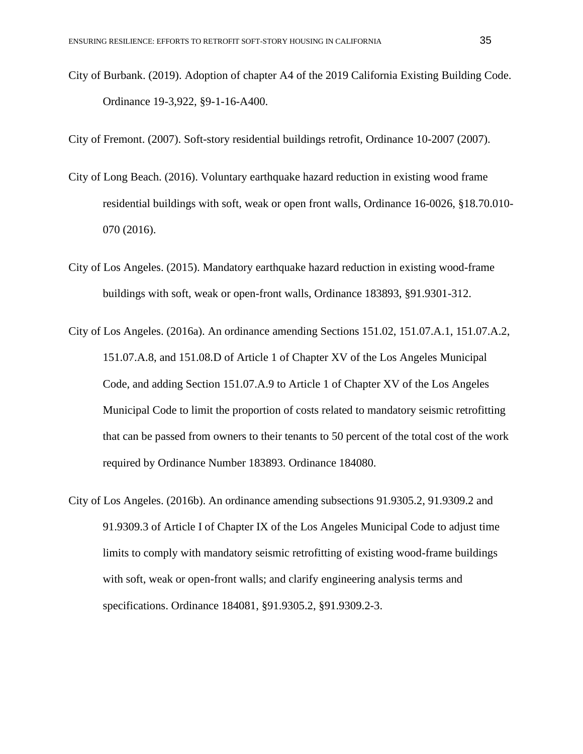City of Burbank. (2019). Adoption of chapter A4 of the 2019 California Existing Building Code. Ordinance 19-3,922, §9-1-16-A400.

City of Fremont. (2007). Soft-story residential buildings retrofit, Ordinance 10-2007 (2007).

City of Long Beach. (2016). Voluntary earthquake hazard reduction in existing wood frame residential buildings with soft, weak or open front walls, Ordinance 16-0026, §18.70.010-070 (2016).

City of Los Angeles. (2015). Mandatory earthquake hazard reduction in existing wood-frame buildings with soft, weak or open-front walls, Ordinance 183893, §91.9301-312.

City of Los Angeles. (2016a). An ordinance amending Sections 151.02, 151.07.A.1, 151.07.A.2, 151.07.A.8, and 151.08.D of Article 1 of Chapter XV of the Los Angeles Municipal Code, and adding Section 151.07.A.9 to Article 1 of Chapter XV of the Los Angeles Municipal Code to limit the proportion of costs related to mandatory seismic retrofitting that can be passed from owners to their tenants to 50 percent of the total cost of the work required by Ordinance Number 183893. Ordinance 184080.

City of Los Angeles. (2016b). An ordinance amending subsections 91.9305.2, 91.9309.2 and 91.9309.3 of Article I of Chapter IX of the Los Angeles Municipal Code to adjust time limits to comply with mandatory seismic retrofitting of existing wood-frame buildings with soft, weak or open-front walls; and clarify engineering analysis terms and specifications. Ordinance 184081, §91.9305.2, §91.9309.2-3.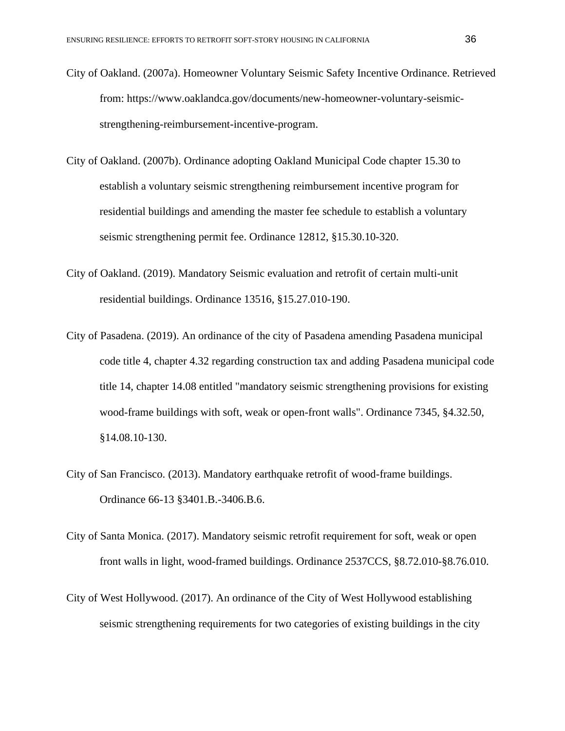City of Oakland. (2007a). Homeowner Voluntary Seismic Safety Incentive Ordinance. Retrieved from: https://www.oaklandca.gov/documents/new-homeowner-voluntary-seismic-strengthening-reimbursement-incentive-program.

City of Oakland. (2007b). Ordinance adopting Oakland Municipal Code chapter 15.30 to establish a voluntary seismic strengthening reimbursement incentive program for residential buildings and amending the master fee schedule to establish a voluntary seismic strengthening permit fee. Ordinance 12812, §15.30.10-320.

City of Oakland. (2019). Mandatory Seismic evaluation and retrofit of certain multi-unit residential buildings. Ordinance 13516, §15.27.010-190.

City of Pasadena. (2019). An ordinance of the city of Pasadena amending Pasadena municipal code title 4, chapter 4.32 regarding construction tax and adding Pasadena municipal code title 14, chapter 14.08 entitled "mandatory seismic strengthening provisions for existing wood-frame buildings with soft, weak or open-front walls". Ordinance 7345, §4.32.50, §14.08.10-130.

City of San Francisco. (2013). Mandatory earthquake retrofit of wood-frame buildings. Ordinance 66-13 §3401.B.-3406.B.6.

City of Santa Monica. (2017). Mandatory seismic retrofit requirement for soft, weak or open front walls in light, wood-framed buildings. Ordinance 2537CCS, §8.72.010-§8.76.010.

City of West Hollywood. (2017). An ordinance of the City of West Hollywood establishing seismic strengthening requirements for two categories of existing buildings in the city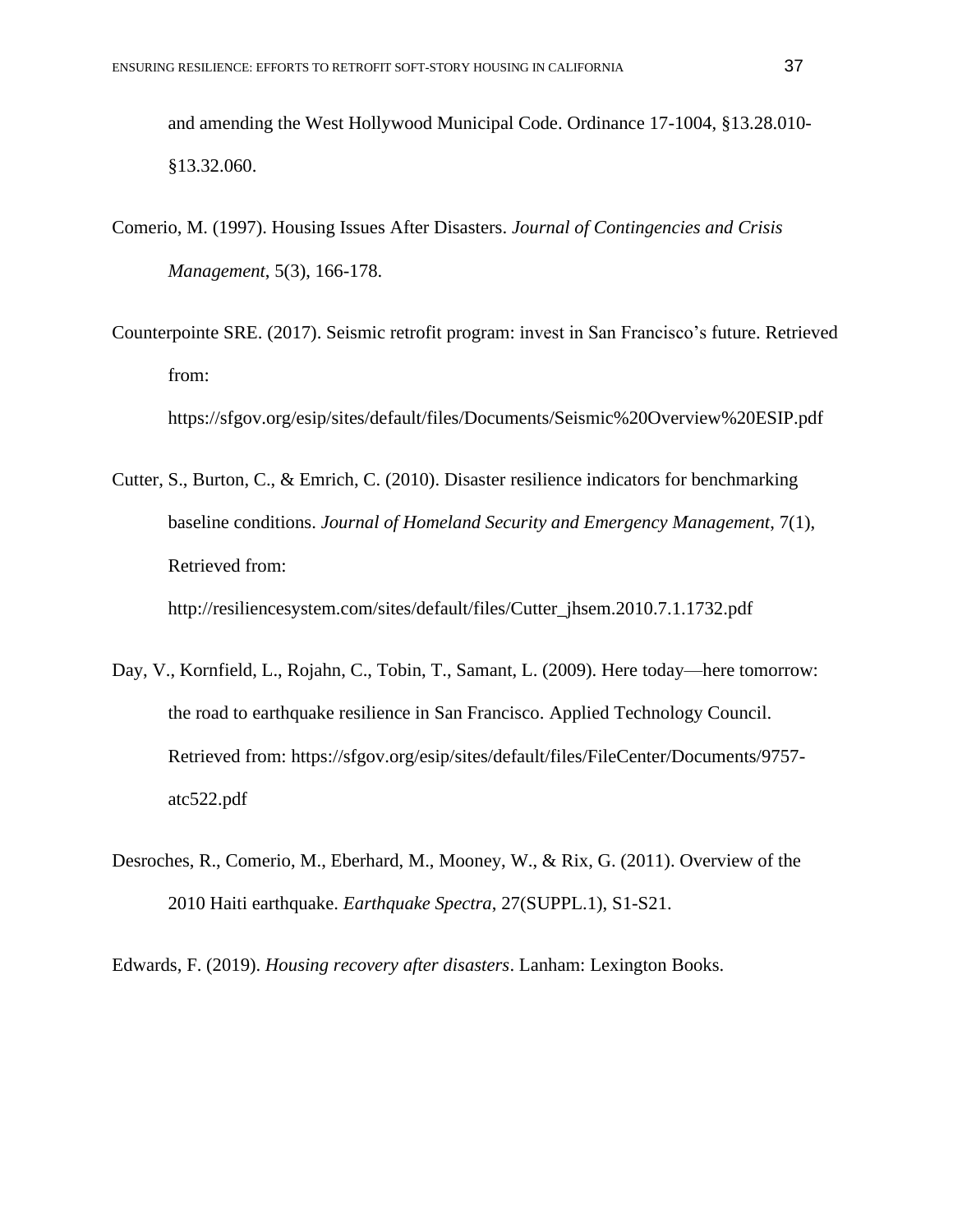and amending the West Hollywood Municipal Code. Ordinance 17-1004, §13.28.010-§13.32.060.

Comerio, M. (1997). Housing Issues After Disasters. *Journal of Contingencies and Crisis Management*, 5(3), 166-178.

Counterpointe SRE. (2017). Seismic retrofit program: invest in San Francisco's future. Retrieved from: https://sfgov.org/esip/sites/default/files/Documents/Seismic%20Overview%20ESIP.pdf

Cutter, S., Burton, C., & Emrich, C. (2010). Disaster resilience indicators for benchmarking baseline conditions. *Journal of Homeland Security and Emergency Management*, 7(1), Retrieved from: http://resiliencesystem.com/sites/default/files/Cutter_jhsem.2010.7.1.1732.pdf

Day, V., Kornfield, L., Rojahn, C., Tobin, T., Samant, L. (2009). Here today—here tomorrow: the road to earthquake resilience in San Francisco. Applied Technology Council. Retrieved from: https://sfgov.org/esip/sites/default/files/FileCenter/Documents/9757-atc522.pdf

Desroches, R., Comerio, M., Eberhard, M., Mooney, W., & Rix, G. (2011). Overview of the 2010 Haiti earthquake. *Earthquake Spectra*, 27(SUPPL.1), S1-S21.

Edwards, F. (2019). *Housing recovery after disasters*. Lanham: Lexington Books.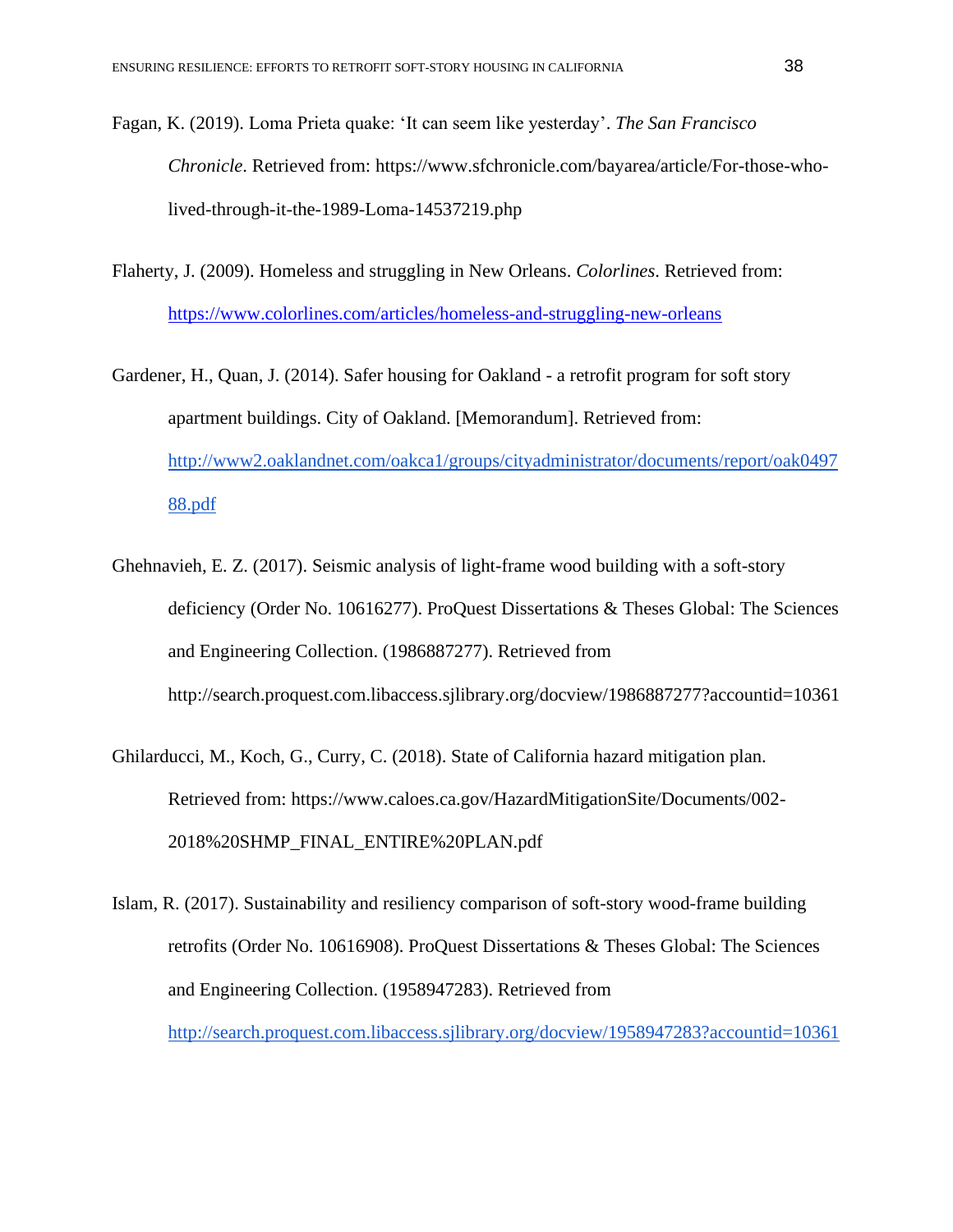Fagan, K. (2019). Loma Prieta quake: 'It can seem like yesterday'. *The San Francisco Chronicle*. Retrieved from: https://www.sfchronicle.com/bayarea/article/For-those-who-lived-through-it-the-1989-Loma-14537219.php

Flaherty, J. (2009). Homeless and struggling in New Orleans. *Colorlines*. Retrieved from: https://www.colorlines.com/articles/homeless-and-struggling-new-orleans

Gardener, H., Quan, J. (2014). Safer housing for Oakland - a retrofit program for soft story apartment buildings. City of Oakland. [Memorandum]. Retrieved from: http://www2.oaklandnet.com/oakca1/groups/cityadministrator/documents/report/oak049788.pdf

Ghehnavieh, E. Z. (2017). Seismic analysis of light-frame wood building with a soft-story deficiency (Order No. 10616277). ProQuest Dissertations & Theses Global: The Sciences and Engineering Collection. (1986887277). Retrieved from http://search.proquest.com.libaccess.sjlibrary.org/docview/1986887277?accountid=10361

Ghilarducci, M., Koch, G., Curry, C. (2018). State of California hazard mitigation plan. Retrieved from: https://www.caloes.ca.gov/HazardMitigationSite/Documents/002-2018%20SHMP_FINAL_ENTIRE%20PLAN.pdf

Islam, R. (2017). Sustainability and resiliency comparison of soft-story wood-frame building retrofits (Order No. 10616908). ProQuest Dissertations & Theses Global: The Sciences and Engineering Collection. (1958947283). Retrieved from http://search.proquest.com.libaccess.sjlibrary.org/docview/1958947283?accountid=10361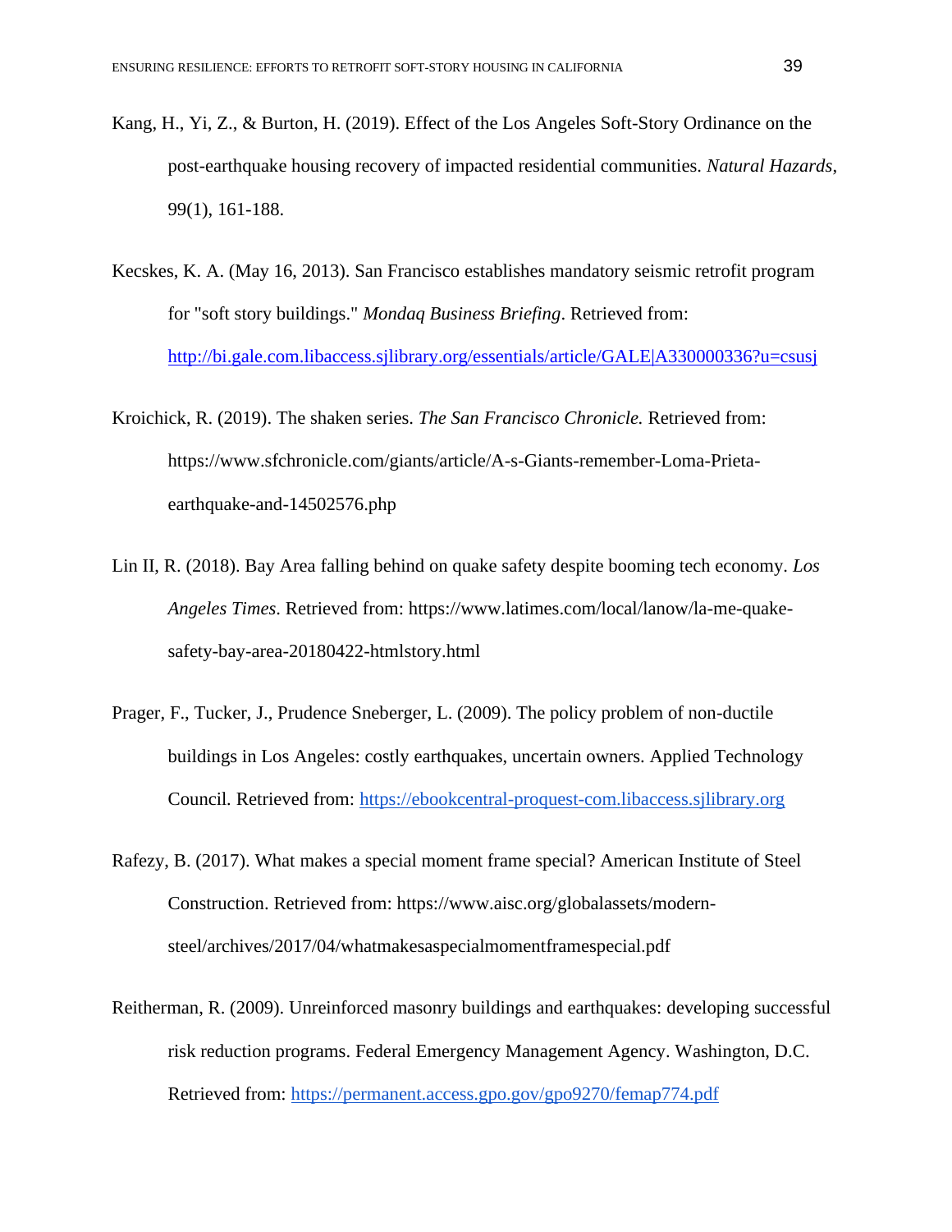Kang, H., Yi, Z., & Burton, H. (2019). Effect of the Los Angeles Soft-Story Ordinance on the post-earthquake housing recovery of impacted residential communities. *Natural Hazards*, 99(1), 161-188.

Kecskes, K. A. (May 16, 2013). San Francisco establishes mandatory seismic retrofit program for "soft story buildings." *Mondaq Business Briefing*. Retrieved from: http://bi.gale.com.libaccess.sjlibrary.org/essentials/article/GALE|A330000336?u=csusj

Kroichick, R. (2019). The shaken series. *The San Francisco Chronicle.* Retrieved from: https://www.sfchronicle.com/giants/article/A-s-Giants-remember-Loma-Prieta-earthquake-and-14502576.php

Lin II, R. (2018). Bay Area falling behind on quake safety despite booming tech economy. *Los Angeles Times*. Retrieved from: https://www.latimes.com/local/lanow/la-me-quake-safety-bay-area-20180422-htmlstory.html

Prager, F., Tucker, J., Prudence Sneberger, L. (2009). The policy problem of non-ductile buildings in Los Angeles: costly earthquakes, uncertain owners. Applied Technology Council. Retrieved from: https://ebookcentral-proquest-com.libaccess.sjlibrary.org

Rafezy, B. (2017). What makes a special moment frame special? American Institute of Steel Construction. Retrieved from: https://www.aisc.org/globalassets/modern-steel/archives/2017/04/whatmakesaspecialmomentframespecial.pdf

Reitherman, R. (2009). Unreinforced masonry buildings and earthquakes: developing successful risk reduction programs. Federal Emergency Management Agency. Washington, D.C. Retrieved from: https://permanent.access.gpo.gov/gpo9270/femap774.pdf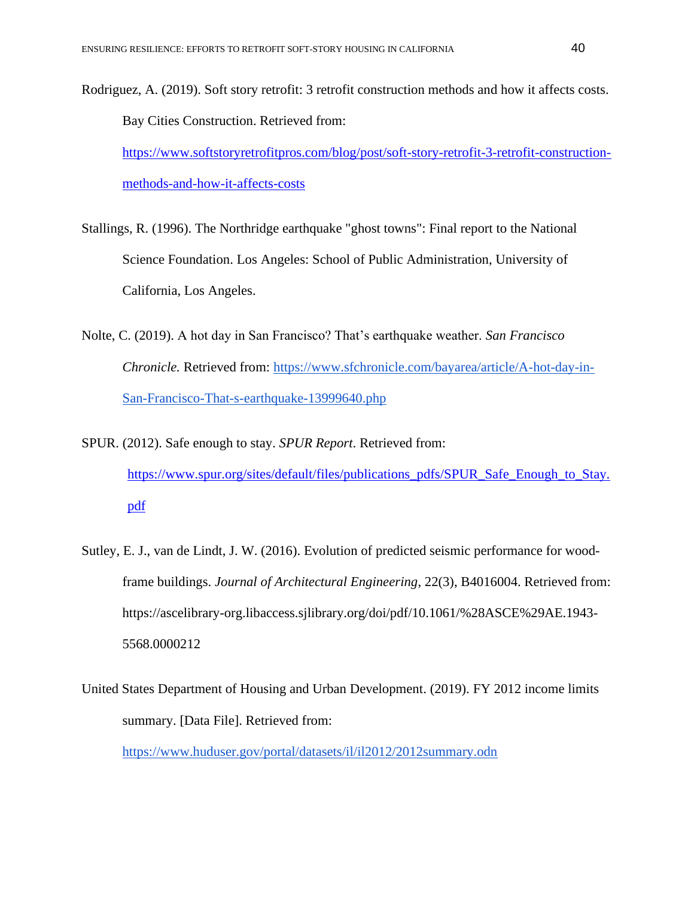Rodriguez, A. (2019). Soft story retrofit: 3 retrofit construction methods and how it affects costs. Bay Cities Construction. Retrieved from: https://www.softstoryretrofitpros.com/blog/post/soft-story-retrofit-3-retrofit-construction-methods-and-how-it-affects-costs

Stallings, R. (1996). The Northridge earthquake "ghost towns": Final report to the National Science Foundation. Los Angeles: School of Public Administration, University of California, Los Angeles.

Nolte, C. (2019). A hot day in San Francisco? That's earthquake weather. *San Francisco Chronicle.* Retrieved from: https://www.sfchronicle.com/bayarea/article/A-hot-day-in-San-Francisco-That-s-earthquake-13999640.php

SPUR. (2012). Safe enough to stay. *SPUR Report.* Retrieved from: https://www.spur.org/sites/default/files/publications_pdfs/SPUR_Safe_Enough_to_Stay.pdf

Sutley, E. J., van de Lindt, J. W. (2016). Evolution of predicted seismic performance for wood-frame buildings. *Journal of Architectural Engineering*, 22(3), B4016004. Retrieved from: https://ascelibrary-org.libaccess.sjlibrary.org/doi/pdf/10.1061/%28ASCE%29AE.1943-5568.0000212

United States Department of Housing and Urban Development. (2019). FY 2012 income limits summary. [Data File]. Retrieved from: https://www.huduser.gov/portal/datasets/il/il2012/2012summary.odn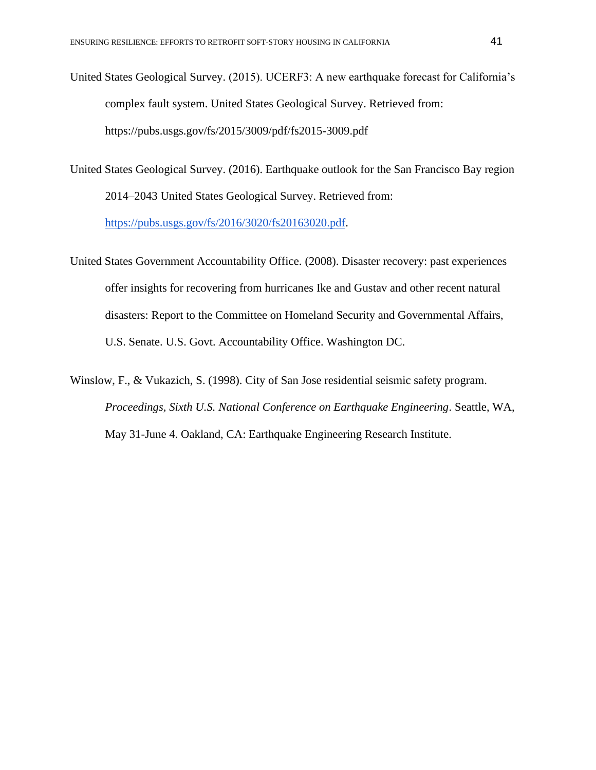United States Geological Survey. (2015). UCERF3: A new earthquake forecast for California's complex fault system. United States Geological Survey. Retrieved from: https://pubs.usgs.gov/fs/2015/3009/pdf/fs2015-3009.pdf

United States Geological Survey. (2016). Earthquake outlook for the San Francisco Bay region 2014–2043 United States Geological Survey. Retrieved from: https://pubs.usgs.gov/fs/2016/3020/fs20163020.pdf.

United States Government Accountability Office. (2008). Disaster recovery: past experiences offer insights for recovering from hurricanes Ike and Gustav and other recent natural disasters: Report to the Committee on Homeland Security and Governmental Affairs, U.S. Senate. U.S. Govt. Accountability Office. Washington DC.

Winslow, F., & Vukazich, S. (1998). City of San Jose residential seismic safety program. *Proceedings, Sixth U.S. National Conference on Earthquake Engineering*. Seattle, WA, May 31-June 4. Oakland, CA: Earthquake Engineering Research Institute.